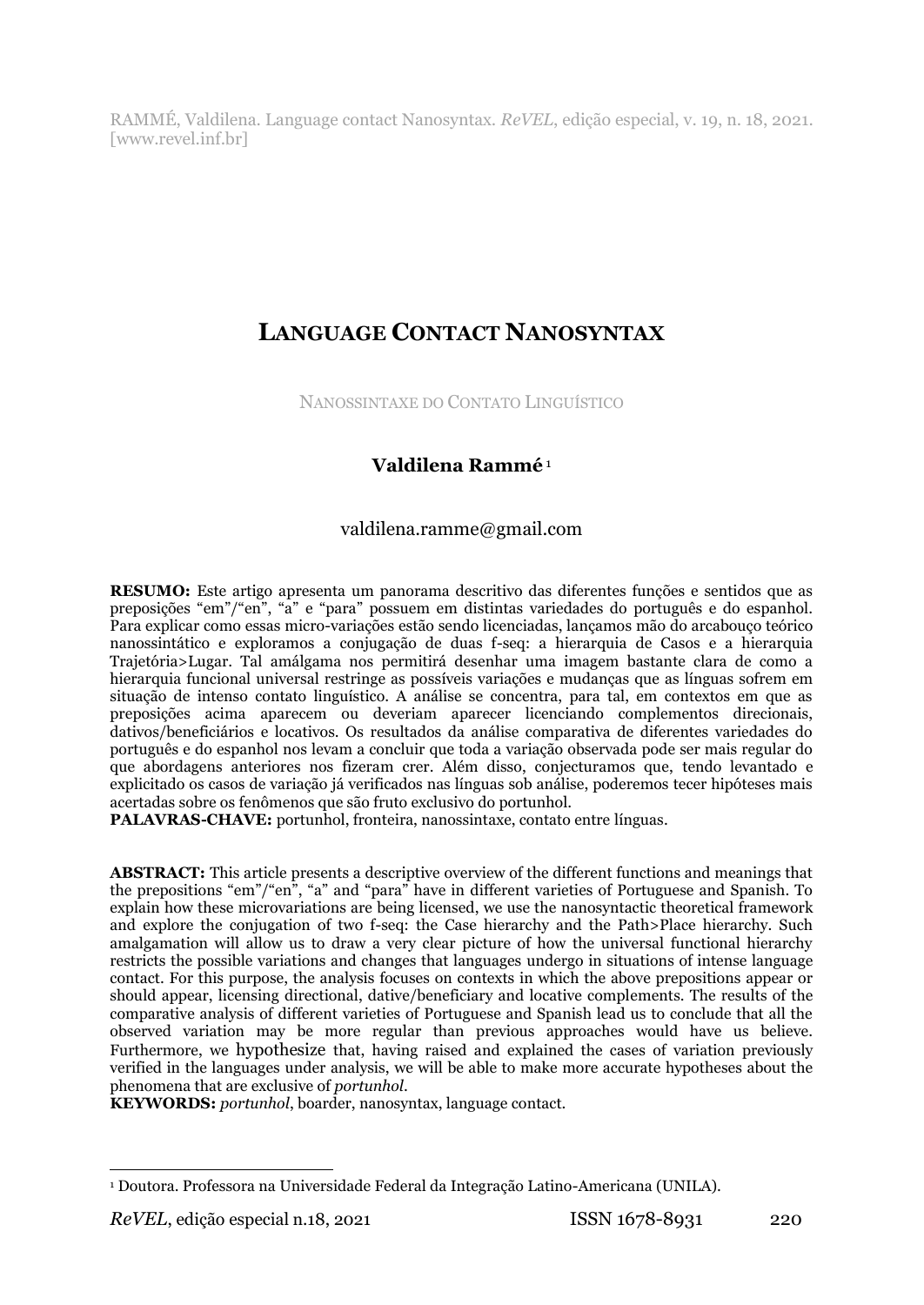RAMMÉ, Valdilena. Language contact Nanosyntax. *ReVEL*, edição especial, v. 19, n. 18, 2021. [www.revel.inf.br]

# LANGUAGE CONTACT NANOSYNTAX

NANOSSINTAXE DO CONTATO LINGUÍSTICO

**Valdilena Rammé** [1]

valdilena.ramme@gmail.com

**RESUMO:** Este artigo apresenta um panorama descritivo das diferentes funções e sentidos que as preposições "em"/"en", "a" e "para" possuem em distintas variedades do português e do espanhol. Para explicar como essas micro-variações estão sendo licenciadas, lançamos mão do arcabouço teórico nanossintático e exploramos a conjugação de duas f-seq: a hierarquia de Casos e a hierarquia Trajetória>Lugar. Tal amálgama nos permitirá desenhar uma imagem bastante clara de como a hierarquia funcional universal restringe as possíveis variações e mudanças que as línguas sofrem em situação de intenso contato linguístico. A análise se concentra, para tal, em contextos em que as preposições acima aparecem ou deveriam aparecer licenciando complementos direcionais, dativos/beneficiários e locativos. Os resultados da análise comparativa de diferentes variedades do português e do espanhol nos levam a concluir que toda a variação observada pode ser mais regular do que abordagens anteriores nos fizeram crer. Além disso, conjecturamos que, tendo levantado e explicitado os casos de variação já verificados nas línguas sob análise, poderemos tecer hipóteses mais acertadas sobre os fenômenos que são fruto exclusivo do portunhol.

**PALAVRAS-CHAVE:** portunhol, fronteira, nanossintaxe, contato entre línguas.

**ABSTRACT:** This article presents a descriptive overview of the different functions and meanings that the prepositions "em"/"en", "a" and "para" have in different varieties of Portuguese and Spanish. To explain how these microvariations are being licensed, we use the nanosyntactic theoretical framework and explore the conjugation of two f-seq: the Case hierarchy and the Path>Place hierarchy. Such amalgamation will allow us to draw a very clear picture of how the universal functional hierarchy restricts the possible variations and changes that languages undergo in situations of intense language contact. For this purpose, the analysis focuses on contexts in which the above prepositions appear or should appear, licensing directional, dative/beneficiary and locative complements. The results of the comparative analysis of different varieties of Portuguese and Spanish lead us to conclude that all the observed variation may be more regular than previous approaches would have us believe. Furthermore, we hypothesize that, having raised and explained the cases of variation previously verified in the languages under analysis, we will be able to make more accurate hypotheses about the phenomena that are exclusive of *portunhol*.

**KEYWORDS:** *portunhol*, boarder, nanosyntax, language contact.

---

[1] Doutora. Professora na Universidade Federal da Integração Latino-Americana (UNILA).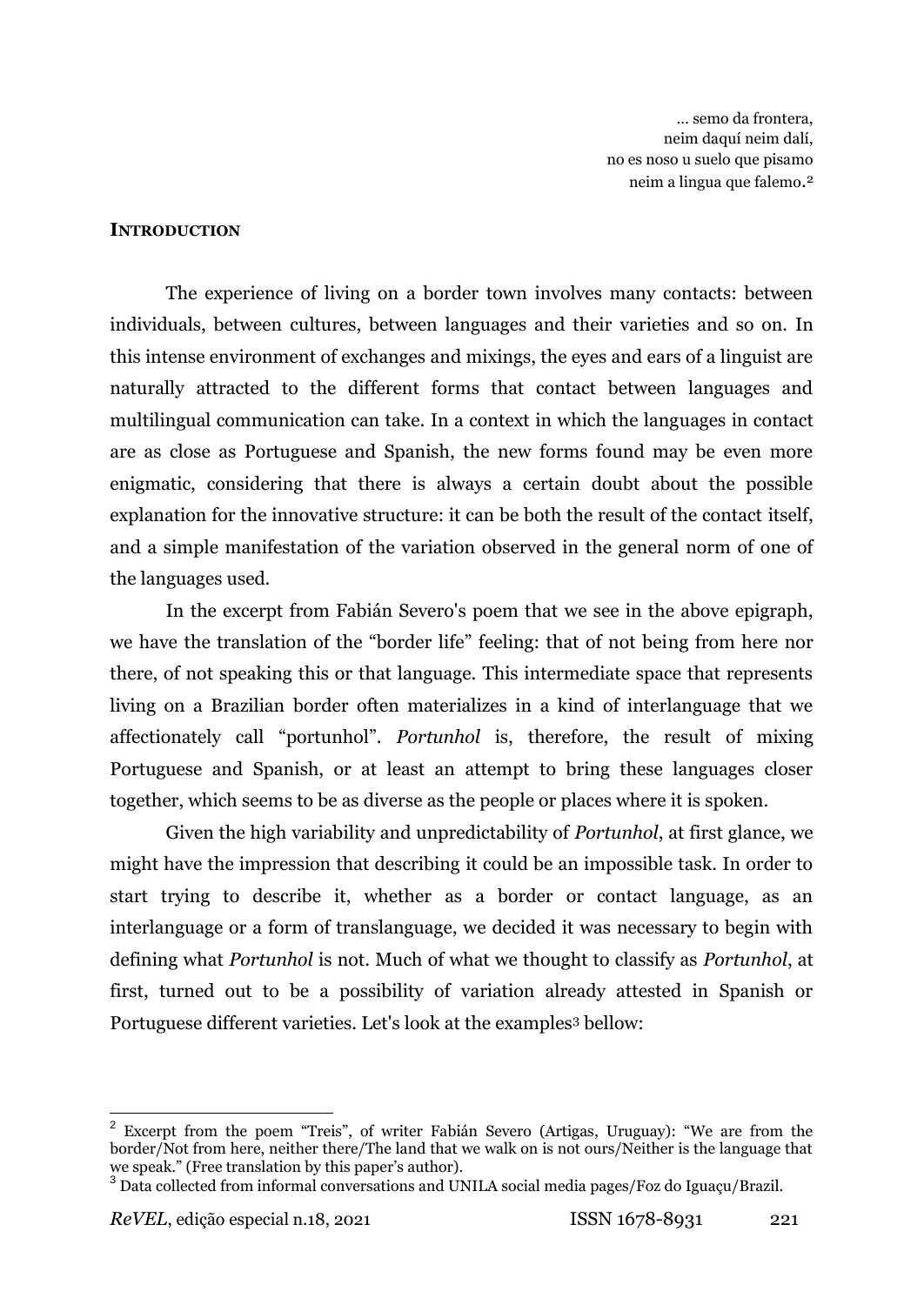... semo da frontera,  
neim daquí neim dalí,  
no es noso u suelo que pisamo  
neim a lingua que falemo.[2]

## INTRODUCTION

The experience of living on a border town involves many contacts: between individuals, between cultures, between languages and their varieties and so on. In this intense environment of exchanges and mixings, the eyes and ears of a linguist are naturally attracted to the different forms that contact between languages and multilingual communication can take. In a context in which the languages in contact are as close as Portuguese and Spanish, the new forms found may be even more enigmatic, considering that there is always a certain doubt about the possible explanation for the innovative structure: it can be both the result of the contact itself, and a simple manifestation of the variation observed in the general norm of one of the languages used.

In the excerpt from Fabián Severo's poem that we see in the above epigraph, we have the translation of the "border life" feeling: that of not being from here nor there, of not speaking this or that language. This intermediate space that represents living on a Brazilian border often materializes in a kind of interlanguage that we affectionately call "portunhol". *Portunhol* is, therefore, the result of mixing Portuguese and Spanish, or at least an attempt to bring these languages closer together, which seems to be as diverse as the people or places where it is spoken.

Given the high variability and unpredictability of *Portunhol*, at first glance, we might have the impression that describing it could be an impossible task. In order to start trying to describe it, whether as a border or contact language, as an interlanguage or a form of translanguage, we decided it was necessary to begin with defining what *Portunhol* is not. Much of what we thought to classify as *Portunhol*, at first, turned out to be a possibility of variation already attested in Spanish or Portuguese different varieties. Let's look at the examples[3] bellow:

---

[2] Excerpt from the poem "Treis", of writer Fabián Severo (Artigas, Uruguay): "We are from the border/Not from here, neither there/The land that we walk on is not ours/Neither is the language that we speak." (Free translation by this paper's author).

[3] Data collected from informal conversations and UNILA social media pages/Foz do Iguaçu/Brazil.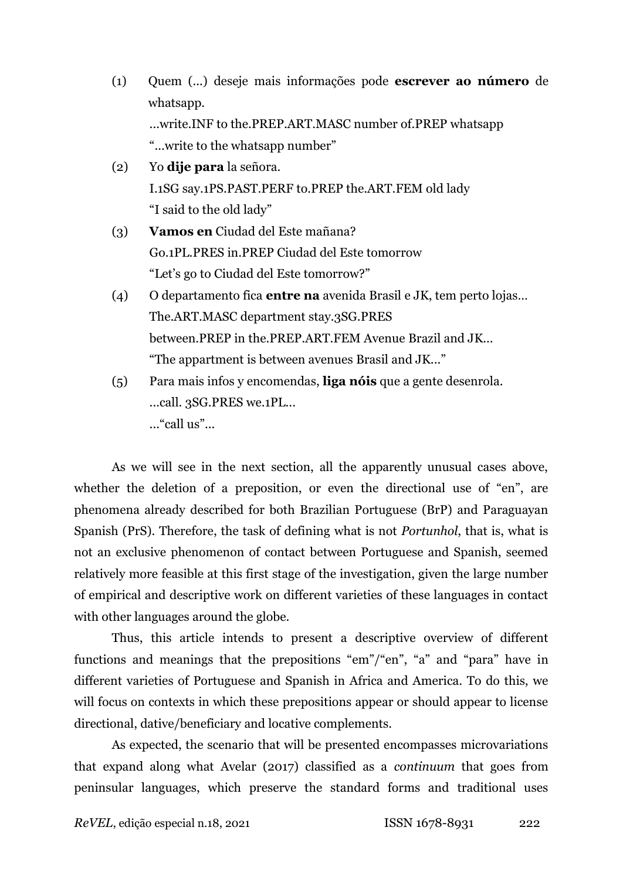(1) Quem (...) deseje mais informações pode **escrever ao número** de whatsapp.
...write.INF to the.PREP.ART.MASC number of.PREP whatsapp
"...write to the whatsapp number"

(2) Yo **dije para** la señora.
I.1SG say.1PS.PAST.PERF to.PREP the.ART.FEM old lady
"I said to the old lady"

(3) **Vamos en** Ciudad del Este mañana?
Go.1PL.PRES in.PREP Ciudad del Este tomorrow
"Let's go to Ciudad del Este tomorrow?"

(4) O departamento fica **entre na** avenida Brasil e JK, tem perto lojas...
The.ART.MASC department stay.3SG.PRES
between.PREP in the.PREP.ART.FEM Avenue Brazil and JK...
"The appartment is between avenues Brasil and JK..."

(5) Para mais infos y encomendas, **liga nóis** que a gente desenrola.
...call. 3SG.PRES we.1PL...
..."call us"...

As we will see in the next section, all the apparently unusual cases above, whether the deletion of a preposition, or even the directional use of "en", are phenomena already described for both Brazilian Portuguese (BrP) and Paraguayan Spanish (PrS). Therefore, the task of defining what is not *Portunhol*, that is, what is not an exclusive phenomenon of contact between Portuguese and Spanish, seemed relatively more feasible at this first stage of the investigation, given the large number of empirical and descriptive work on different varieties of these languages in contact with other languages around the globe.

Thus, this article intends to present a descriptive overview of different functions and meanings that the prepositions "em"/"en", "a" and "para" have in different varieties of Portuguese and Spanish in Africa and America. To do this, we will focus on contexts in which these prepositions appear or should appear to license directional, dative/beneficiary and locative complements.

As expected, the scenario that will be presented encompasses microvariations that expand along what Avelar (2017) classified as a *continuum* that goes from peninsular languages, which preserve the standard forms and traditional uses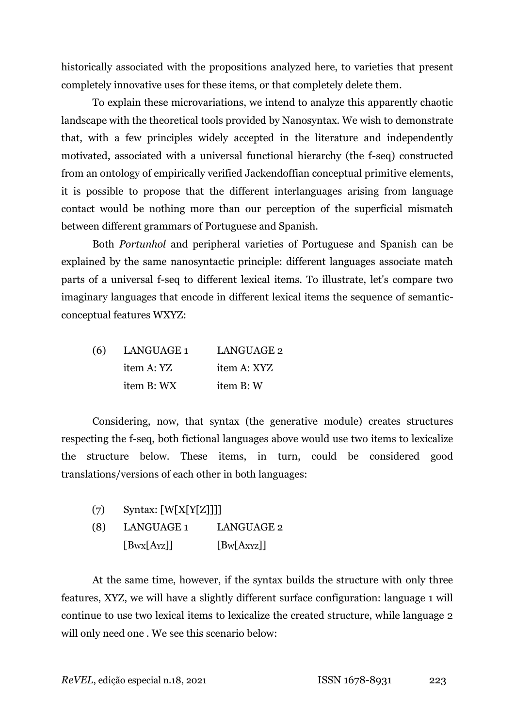historically associated with the propositions analyzed here, to varieties that present completely innovative uses for these items, or that completely delete them.

To explain these microvariations, we intend to analyze this apparently chaotic landscape with the theoretical tools provided by Nanosyntax. We wish to demonstrate that, with a few principles widely accepted in the literature and independently motivated, associated with a universal functional hierarchy (the f-seq) constructed from an ontology of empirically verified Jackendoffian conceptual primitive elements, it is possible to propose that the different interlanguages arising from language contact would be nothing more than our perception of the superficial mismatch between different grammars of Portuguese and Spanish.

Both *Portunhol* and peripheral varieties of Portuguese and Spanish can be explained by the same nanosyntactic principle: different languages associate match parts of a universal f-seq to different lexical items. To illustrate, let's compare two imaginary languages that encode in different lexical items the sequence of semantic-conceptual features WXYZ:

(6) LANGUAGE 1 LANGUAGE 2

| | LANGUAGE 1 | LANGUAGE 2 |
|---|---|---|
| | item A: YZ | item A: XYZ |
| | item B: WX | item B: W |

Considering, now, that syntax (the generative module) creates structures respecting the f-seq, both fictional languages above would use two items to lexicalize the structure below. These items, in turn, could be considered good translations/versions of each other in both languages:

(7) Syntax: [W[X[Y[Z]]]]

(8) LANGUAGE 1 LANGUAGE 2

$[B_{WX}[A_{YZ}]]$ $[B_{W}[A_{XYZ}]]$

At the same time, however, if the syntax builds the structure with only three features, XYZ, we will have a slightly different surface configuration: language 1 will continue to use two lexical items to lexicalize the created structure, while language 2 will only need one . We see this scenario below: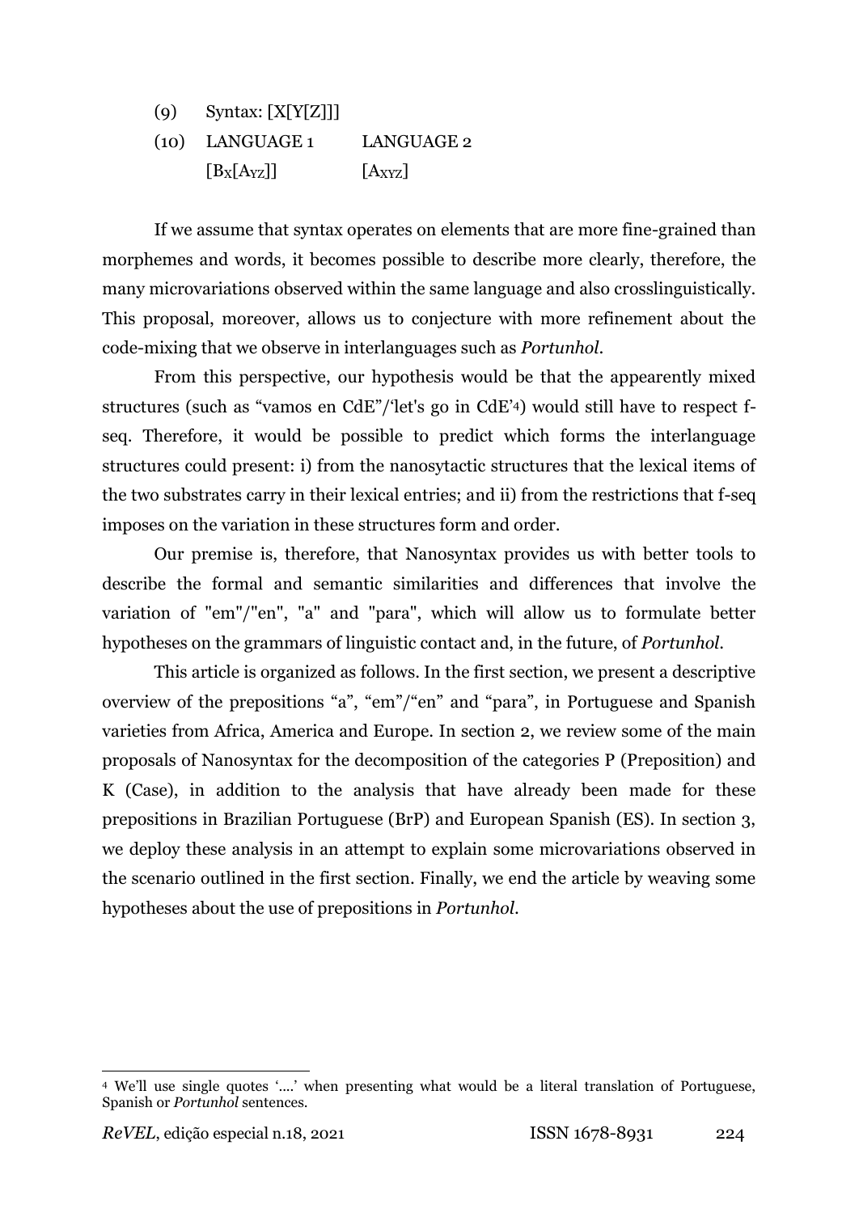(9) Syntax: [X[Y[Z]]]

(10) LANGUAGE 1 LANGUAGE 2

$[B_X[A_{YZ}]]$ $[A_{XYZ}]$

If we assume that syntax operates on elements that are more fine-grained than morphemes and words, it becomes possible to describe more clearly, therefore, the many microvariations observed within the same language and also crosslinguistically. This proposal, moreover, allows us to conjecture with more refinement about the code-mixing that we observe in interlanguages such as *Portunhol*.

From this perspective, our hypothesis would be that the appearently mixed structures (such as "vamos en CdE"/'let's go in CdE'[4]) would still have to respect f-seq. Therefore, it would be possible to predict which forms the interlanguage structures could present: i) from the nanosytactic structures that the lexical items of the two substrates carry in their lexical entries; and ii) from the restrictions that f-seq imposes on the variation in these structures form and order.

Our premise is, therefore, that Nanosyntax provides us with better tools to describe the formal and semantic similarities and differences that involve the variation of "em"/"en", "a" and "para", which will allow us to formulate better hypotheses on the grammars of linguistic contact and, in the future, of *Portunhol*.

This article is organized as follows. In the first section, we present a descriptive overview of the prepositions "a", "em"/"en" and "para", in Portuguese and Spanish varieties from Africa, America and Europe. In section 2, we review some of the main proposals of Nanosyntax for the decomposition of the categories P (Preposition) and K (Case), in addition to the analysis that have already been made for these prepositions in Brazilian Portuguese (BrP) and European Spanish (ES). In section 3, we deploy these analysis in an attempt to explain some microvariations observed in the scenario outlined in the first section. Finally, we end the article by weaving some hypotheses about the use of prepositions in *Portunhol*.

[4] We'll use single quotes '....' when presenting what would be a literal translation of Portuguese, Spanish or *Portunhol* sentences.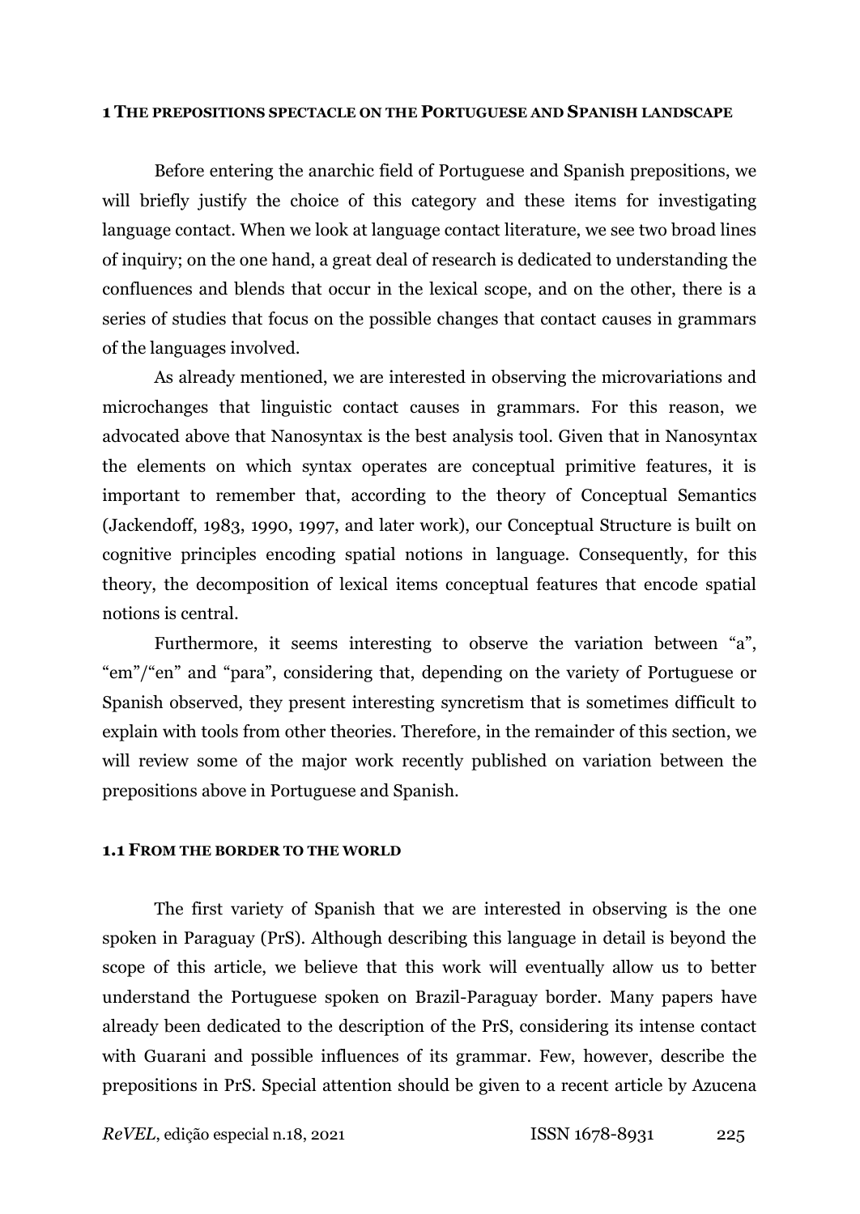## 1 The prepositions spectacle on the Portuguese and Spanish landscape

Before entering the anarchic field of Portuguese and Spanish prepositions, we will briefly justify the choice of this category and these items for investigating language contact. When we look at language contact literature, we see two broad lines of inquiry; on the one hand, a great deal of research is dedicated to understanding the confluences and blends that occur in the lexical scope, and on the other, there is a series of studies that focus on the possible changes that contact causes in grammars of the languages involved.

As already mentioned, we are interested in observing the microvariations and microchanges that linguistic contact causes in grammars. For this reason, we advocated above that Nanosyntax is the best analysis tool. Given that in Nanosyntax the elements on which syntax operates are conceptual primitive features, it is important to remember that, according to the theory of Conceptual Semantics (Jackendoff, 1983, 1990, 1997, and later work), our Conceptual Structure is built on cognitive principles encoding spatial notions in language. Consequently, for this theory, the decomposition of lexical items conceptual features that encode spatial notions is central.

Furthermore, it seems interesting to observe the variation between "a", "em"/"en" and "para", considering that, depending on the variety of Portuguese or Spanish observed, they present interesting syncretism that is sometimes difficult to explain with tools from other theories. Therefore, in the remainder of this section, we will review some of the major work recently published on variation between the prepositions above in Portuguese and Spanish.

### 1.1 From the border to the world

The first variety of Spanish that we are interested in observing is the one spoken in Paraguay (PrS). Although describing this language in detail is beyond the scope of this article, we believe that this work will eventually allow us to better understand the Portuguese spoken on Brazil-Paraguay border. Many papers have already been dedicated to the description of the PrS, considering its intense contact with Guarani and possible influences of its grammar. Few, however, describe the prepositions in PrS. Special attention should be given to a recent article by Azucena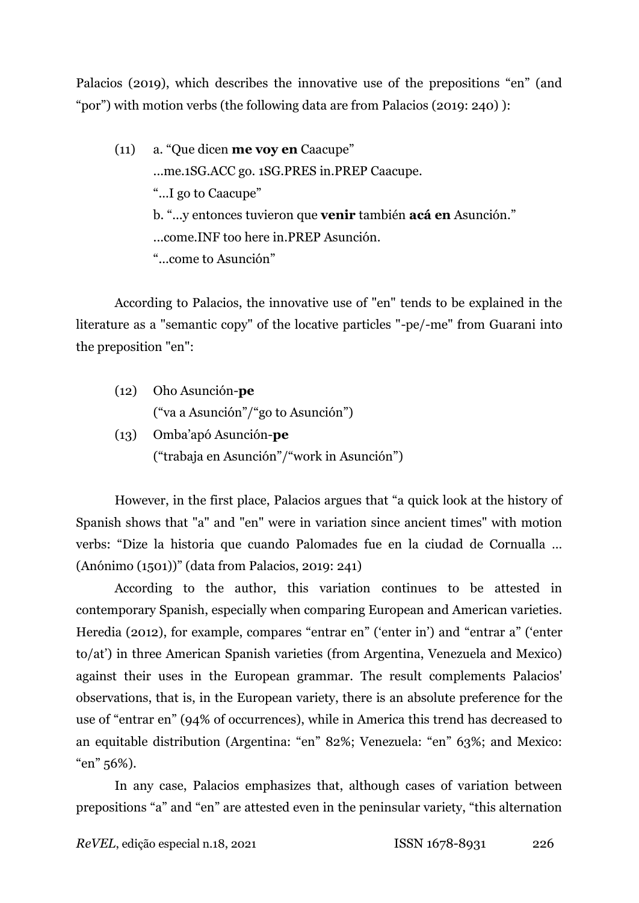Palacios (2019), which describes the innovative use of the prepositions "en" (and "por") with motion verbs (the following data are from Palacios (2019: 240) ):

(11) a. "Que dicen **me voy en** Caacupe"
...me.1SG.ACC go. 1SG.PRES in.PREP Caacupe.
"...I go to Caacupe"
b. "...y entonces tuvieron que **venir** también **acá en** Asunción."
...come.INF too here in.PREP Asunción.
"...come to Asunción"

According to Palacios, the innovative use of "en" tends to be explained in the literature as a "semantic copy" of the locative particles "-pe/-me" from Guarani into the preposition "en":

(12) Oho Asunción-**pe**
("va a Asunción"/"go to Asunción")

(13) Omba'apó Asunción-**pe**
("trabaja en Asunción"/"work in Asunción")

However, in the first place, Palacios argues that "a quick look at the history of Spanish shows that "a" and "en" were in variation since ancient times" with motion verbs: "Dize la historia que cuando Palomades fue en la ciudad de Cornualla ... (Anónimo (1501))" (data from Palacios, 2019: 241)

According to the author, this variation continues to be attested in contemporary Spanish, especially when comparing European and American varieties. Heredia (2012), for example, compares "entrar en" ('enter in') and "entrar a" ('enter to/at') in three American Spanish varieties (from Argentina, Venezuela and Mexico) against their uses in the European grammar. The result complements Palacios' observations, that is, in the European variety, there is an absolute preference for the use of "entrar en" (94% of occurrences), while in America this trend has decreased to an equitable distribution (Argentina: "en" 82%; Venezuela: "en" 63%; and Mexico: "en" 56%).

In any case, Palacios emphasizes that, although cases of variation between prepositions "a" and "en" are attested even in the peninsular variety, "this alternation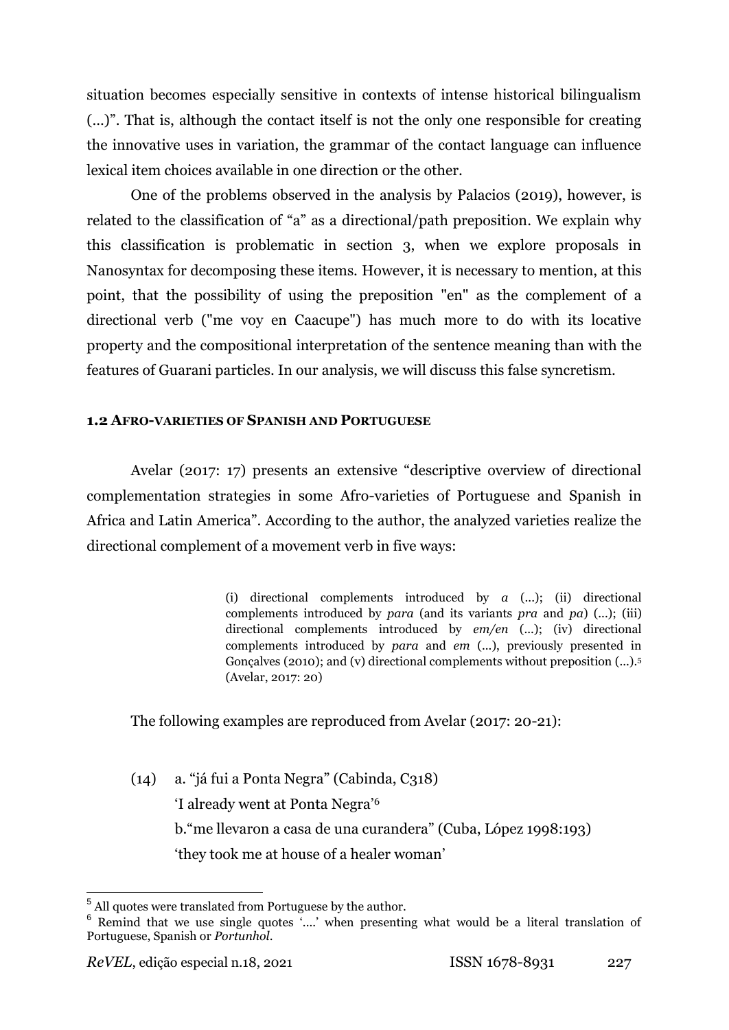situation becomes especially sensitive in contexts of intense historical bilingualism (...)". That is, although the contact itself is not the only one responsible for creating the innovative uses in variation, the grammar of the contact language can influence lexical item choices available in one direction or the other.

One of the problems observed in the analysis by Palacios (2019), however, is related to the classification of "a" as a directional/path preposition. We explain why this classification is problematic in section 3, when we explore proposals in Nanosyntax for decomposing these items. However, it is necessary to mention, at this point, that the possibility of using the preposition "en" as the complement of a directional verb ("me voy en Caacupe") has much more to do with its locative property and the compositional interpretation of the sentence meaning than with the features of Guarani particles. In our analysis, we will discuss this false syncretism.

### 1.2 Afro-varieties of Spanish and Portuguese

Avelar (2017: 17) presents an extensive "descriptive overview of directional complementation strategies in some Afro-varieties of Portuguese and Spanish in Africa and Latin America". According to the author, the analyzed varieties realize the directional complement of a movement verb in five ways:

> (i) directional complements introduced by *a* (...); (ii) directional complements introduced by *para* (and its variants *pra* and *pa*) (...); (iii) directional complements introduced by *em/en* (...); (iv) directional complements introduced by *para* and *em* (...), previously presented in Gonçalves (2010); and (v) directional complements without preposition (...).[5] (Avelar, 2017: 20)

The following examples are reproduced from Avelar (2017: 20-21):

(14) a. "já fui a Ponta Negra" (Cabinda, C318)
'I already went at Ponta Negra'[6]
b. "me llevaron a casa de una curandera" (Cuba, López 1998:193)
'they took me at house of a healer woman'

---

[5] All quotes were translated from Portuguese by the author.

[6] Remind that we use single quotes '....' when presenting what would be a literal translation of Portuguese, Spanish or *Portunhol*.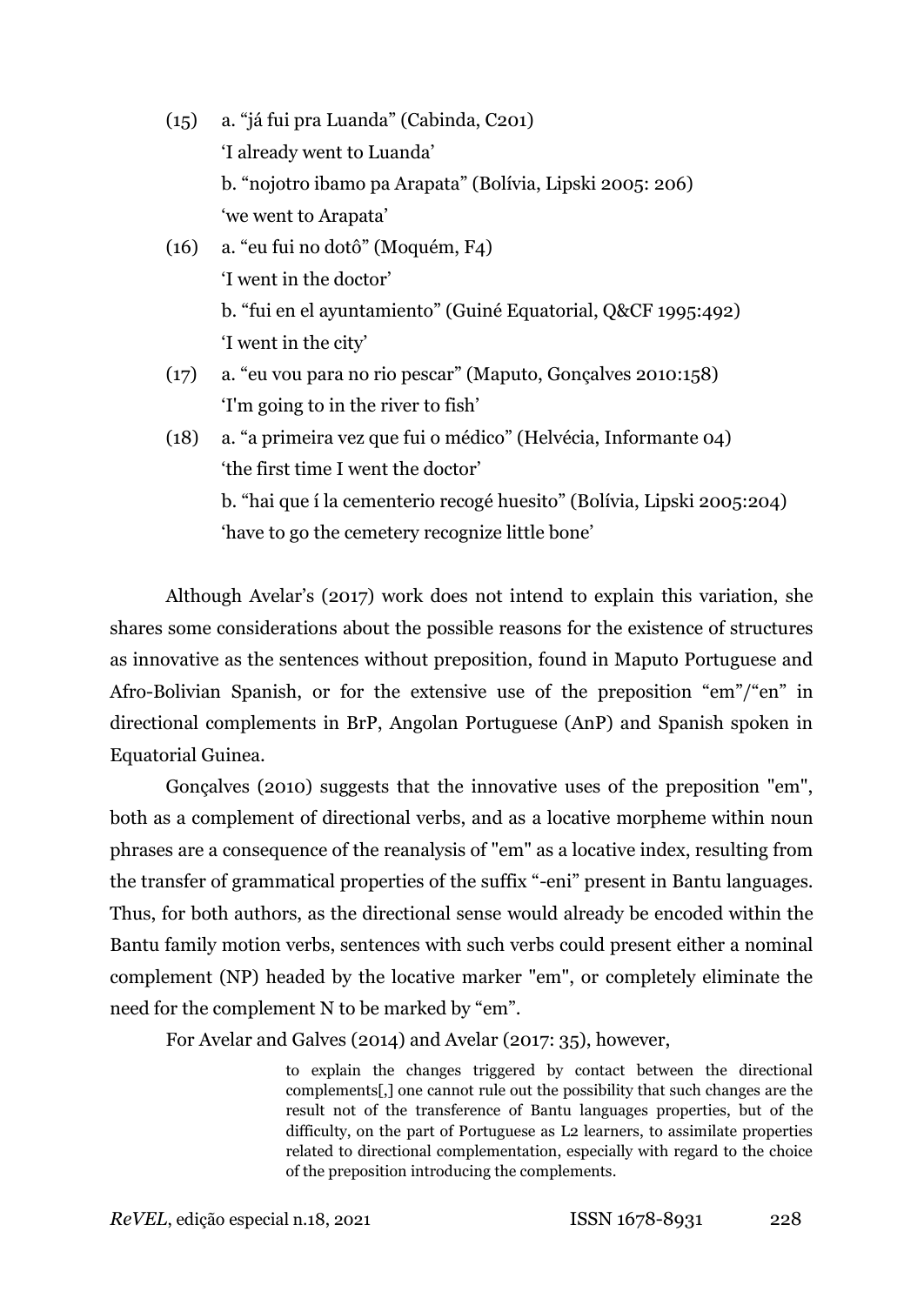(15) a. “já fui pra Luanda” (Cabinda, C201)
'I already went to Luanda'
b. “nojotro ibamo pa Arapata” (Bolívia, Lipski 2005: 206)
'we went to Arapata'

(16) a. “eu fui no dotô” (Moquém, F4)
'I went in the doctor'
b. “fui en el ayuntamiento” (Guiné Equatorial, Q&CF 1995:492)
'I went in the city'

(17) a. “eu vou para no rio pescar” (Maputo, Gonçalves 2010:158)
'I'm going to in the river to fish'

(18) a. “a primeira vez que fui o médico” (Helvécia, Informante 04)
'the first time I went the doctor'
b. “hai que í la cementerio recogé huesito” (Bolívia, Lipski 2005:204)
'have to go the cemetery recognize little bone'

Although Avelar's (2017) work does not intend to explain this variation, she shares some considerations about the possible reasons for the existence of structures as innovative as the sentences without preposition, found in Maputo Portuguese and Afro-Bolivian Spanish, or for the extensive use of the preposition “em”/“en” in directional complements in BrP, Angolan Portuguese (AnP) and Spanish spoken in Equatorial Guinea.

Gonçalves (2010) suggests that the innovative uses of the preposition "em", both as a complement of directional verbs, and as a locative morpheme within noun phrases are a consequence of the reanalysis of "em" as a locative index, resulting from the transfer of grammatical properties of the suffix “-eni” present in Bantu languages. Thus, for both authors, as the directional sense would already be encoded within the Bantu family motion verbs, sentences with such verbs could present either a nominal complement (NP) headed by the locative marker "em", or completely eliminate the need for the complement N to be marked by “em”.

For Avelar and Galves (2014) and Avelar (2017: 35), however,

> to explain the changes triggered by contact between the directional complements[,] one cannot rule out the possibility that such changes are the result not of the transference of Bantu languages properties, but of the difficulty, on the part of Portuguese as L2 learners, to assimilate properties related to directional complementation, especially with regard to the choice of the preposition introducing the complements.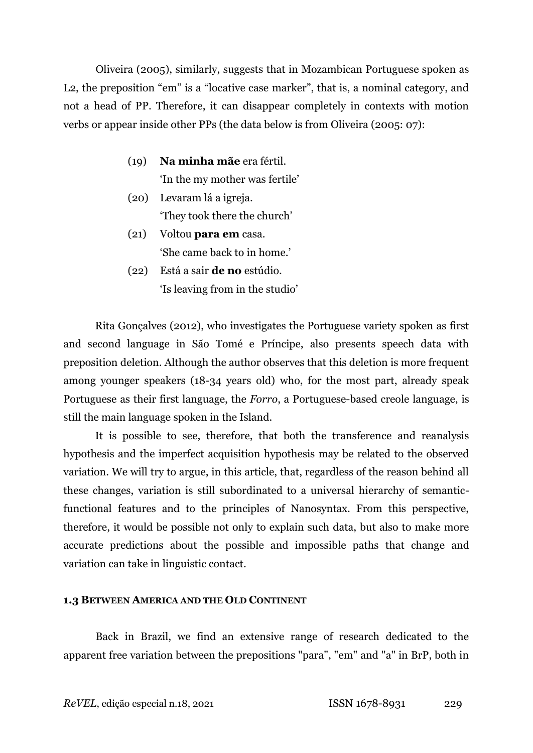Oliveira (2005), similarly, suggests that in Mozambican Portuguese spoken as L2, the preposition "em" is a "locative case marker", that is, a nominal category, and not a head of PP. Therefore, it can disappear completely in contexts with motion verbs or appear inside other PPs (the data below is from Oliveira (2005: 07):

(19) **Na minha mãe** era fértil.
'In the my mother was fertile'

(20) Levaram lá a igreja.
'They took there the church'

(21) Voltou **para em** casa.
'She came back to in home.'

(22) Está a sair **de no** estúdio.
'Is leaving from in the studio'

Rita Gonçalves (2012), who investigates the Portuguese variety spoken as first and second language in São Tomé e Príncipe, also presents speech data with preposition deletion. Although the author observes that this deletion is more frequent among younger speakers (18-34 years old) who, for the most part, already speak Portuguese as their first language, the *Forro*, a Portuguese-based creole language, is still the main language spoken in the Island.

It is possible to see, therefore, that both the transference and reanalysis hypothesis and the imperfect acquisition hypothesis may be related to the observed variation. We will try to argue, in this article, that, regardless of the reason behind all these changes, variation is still subordinated to a universal hierarchy of semantic-functional features and to the principles of Nanosyntax. From this perspective, therefore, it would be possible not only to explain such data, but also to make more accurate predictions about the possible and impossible paths that change and variation can take in linguistic contact.

### 1.3 Between America and the Old Continent

Back in Brazil, we find an extensive range of research dedicated to the apparent free variation between the prepositions "para", "em" and "a" in BrP, both in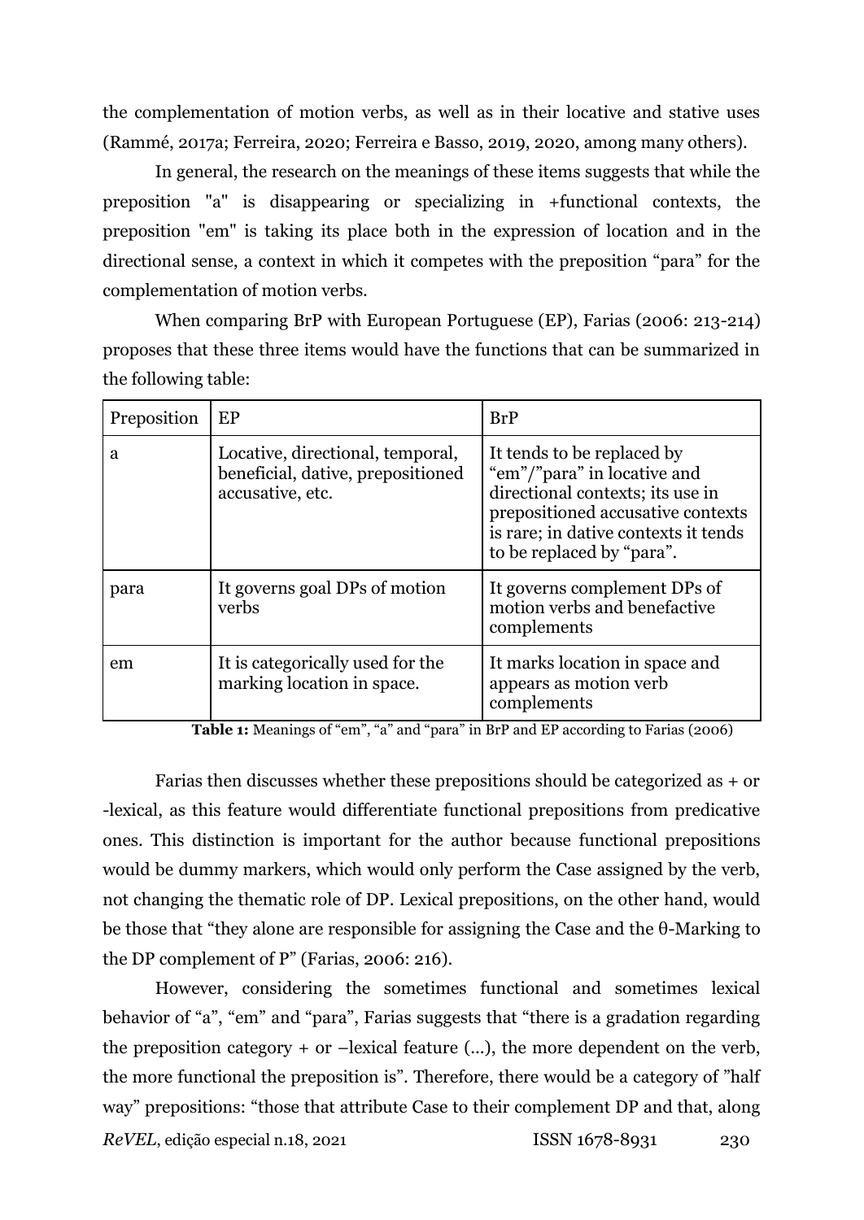the complementation of motion verbs, as well as in their locative and stative uses (Rammé, 2017a; Ferreira, 2020; Ferreira e Basso, 2019, 2020, among many others).

In general, the research on the meanings of these items suggests that while the preposition "a" is disappearing or specializing in +functional contexts, the preposition "em" is taking its place both in the expression of location and in the directional sense, a context in which it competes with the preposition “para” for the complementation of motion verbs.

When comparing BrP with European Portuguese (EP), Farias (2006: 213-214) proposes that these three items would have the functions that can be summarized in the following table:

| Preposition | EP | BrP |
|---|---|---|
| a | Locative, directional, temporal, beneficial, dative, prepositioned accusative, etc. | It tends to be replaced by “em”/”para” in locative and directional contexts; its use in prepositioned accusative contexts is rare; in dative contexts it tends to be replaced by “para”. |
| para | It governs goal DPs of motion verbs | It governs complement DPs of motion verbs and benefactive complements |
| em | It is categorically used for the marking location in space. | It marks location in space and appears as motion verb complements |

**Table 1:** Meanings of “em”, “a” and “para” in BrP and EP according to Farias (2006)

Farias then discusses whether these prepositions should be categorized as + or -lexical, as this feature would differentiate functional prepositions from predicative ones. This distinction is important for the author because functional prepositions would be dummy markers, which would only perform the Case assigned by the verb, not changing the thematic role of DP. Lexical prepositions, on the other hand, would be those that “they alone are responsible for assigning the Case and the θ-Marking to the DP complement of P” (Farias, 2006: 216).

However, considering the sometimes functional and sometimes lexical behavior of “a”, “em” and “para”, Farias suggests that “there is a gradation regarding the preposition category + or –lexical feature (...), the more dependent on the verb, the more functional the preposition is”. Therefore, there would be a category of ”half way” prepositions: “those that attribute Case to their complement DP and that, along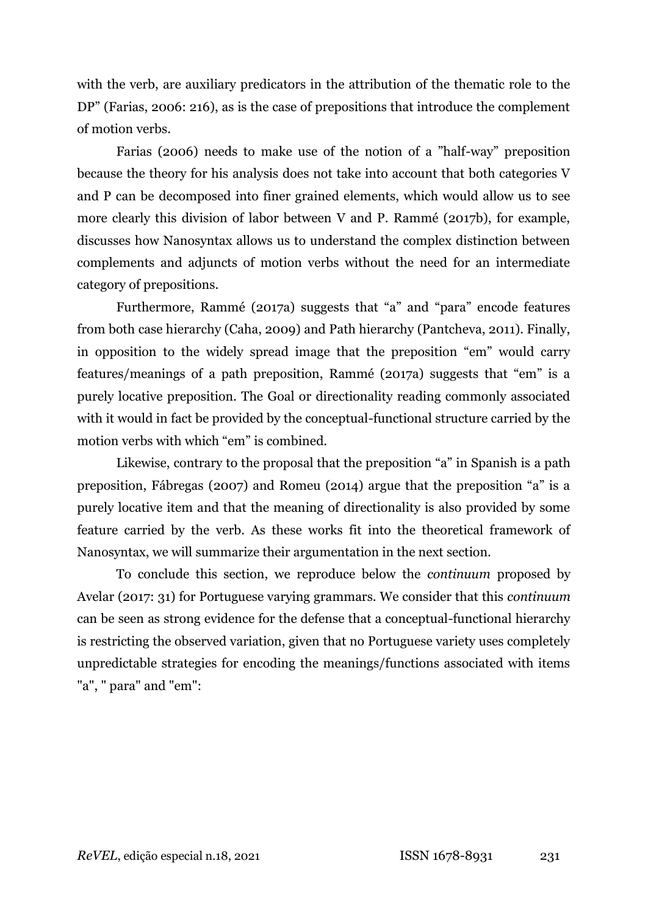with the verb, are auxiliary predicators in the attribution of the thematic role to the DP" (Farias, 2006: 216), as is the case of prepositions that introduce the complement of motion verbs.

Farias (2006) needs to make use of the notion of a "half-way" preposition because the theory for his analysis does not take into account that both categories V and P can be decomposed into finer grained elements, which would allow us to see more clearly this division of labor between V and P. Rammé (2017b), for example, discusses how Nanosyntax allows us to understand the complex distinction between complements and adjuncts of motion verbs without the need for an intermediate category of prepositions.

Furthermore, Rammé (2017a) suggests that "a" and "para" encode features from both case hierarchy (Caha, 2009) and Path hierarchy (Pantcheva, 2011). Finally, in opposition to the widely spread image that the preposition "em" would carry features/meanings of a path preposition, Rammé (2017a) suggests that "em" is a purely locative preposition. The Goal or directionality reading commonly associated with it would in fact be provided by the conceptual-functional structure carried by the motion verbs with which "em" is combined.

Likewise, contrary to the proposal that the preposition "a" in Spanish is a path preposition, Fábregas (2007) and Romeu (2014) argue that the preposition "a" is a purely locative item and that the meaning of directionality is also provided by some feature carried by the verb. As these works fit into the theoretical framework of Nanosyntax, we will summarize their argumentation in the next section.

To conclude this section, we reproduce below the *continuum* proposed by Avelar (2017: 31) for Portuguese varying grammars. We consider that this *continuum* can be seen as strong evidence for the defense that a conceptual-functional hierarchy is restricting the observed variation, given that no Portuguese variety uses completely unpredictable strategies for encoding the meanings/functions associated with items "a", " para" and "em":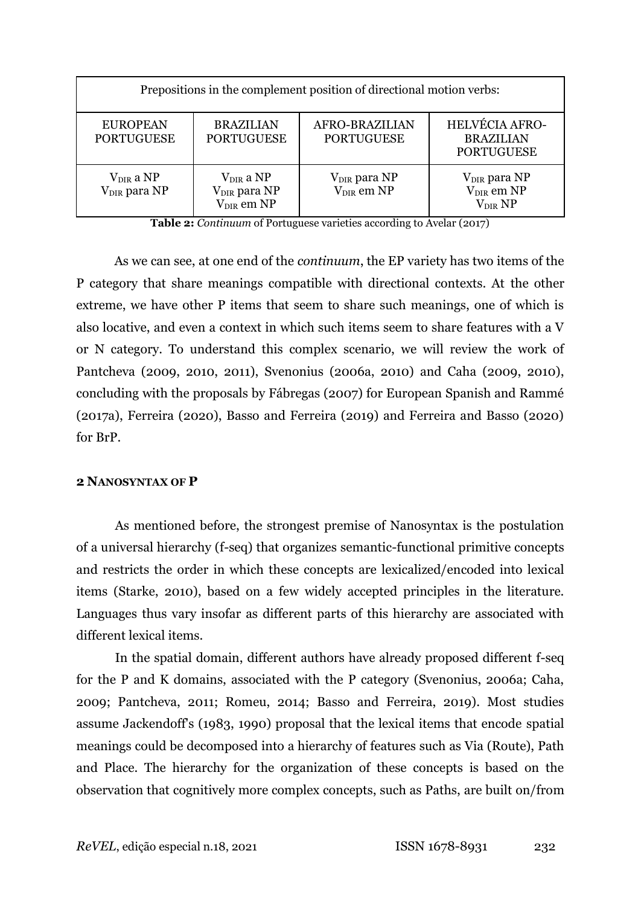| Prepositions in the complement position of directional motion verbs: | | | |
|---|---|---|---|
| EUROPEAN PORTUGUESE | BRAZILIAN PORTUGUESE | AFRO-BRAZILIAN PORTUGUESE | HELVÉCIA AFRO-BRAZILIAN PORTUGUESE |
| $V_{DIR}$ a NP<br>$V_{DIR}$ para NP | $V_{DIR}$ a NP<br>$V_{DIR}$ para NP<br>$V_{DIR}$ em NP | $V_{DIR}$ para NP<br>$V_{DIR}$ em NP | $V_{DIR}$ para NP<br>$V_{DIR}$ em NP<br>$V_{DIR}$ NP |

**Table 2:** *Continuum* of Portuguese varieties according to Avelar (2017)

As we can see, at one end of the *continuum*, the EP variety has two items of the P category that share meanings compatible with directional contexts. At the other extreme, we have other P items that seem to share such meanings, one of which is also locative, and even a context in which such items seem to share features with a V or N category. To understand this complex scenario, we will review the work of Pantcheva (2009, 2010, 2011), Svenonius (2006a, 2010) and Caha (2009, 2010), concluding with the proposals by Fábregas (2007) for European Spanish and Rammé (2017a), Ferreira (2020), Basso and Ferreira (2019) and Ferreira and Basso (2020) for BrP.

## 2 NANOSYNTAX OF P

As mentioned before, the strongest premise of Nanosyntax is the postulation of a universal hierarchy (f-seq) that organizes semantic-functional primitive concepts and restricts the order in which these concepts are lexicalized/encoded into lexical items (Starke, 2010), based on a few widely accepted principles in the literature. Languages thus vary insofar as different parts of this hierarchy are associated with different lexical items.

In the spatial domain, different authors have already proposed different f-seq for the P and K domains, associated with the P category (Svenonius, 2006a; Caha, 2009; Pantcheva, 2011; Romeu, 2014; Basso and Ferreira, 2019). Most studies assume Jackendoff's (1983, 1990) proposal that the lexical items that encode spatial meanings could be decomposed into a hierarchy of features such as Via (Route), Path and Place. The hierarchy for the organization of these concepts is based on the observation that cognitively more complex concepts, such as Paths, are built on/from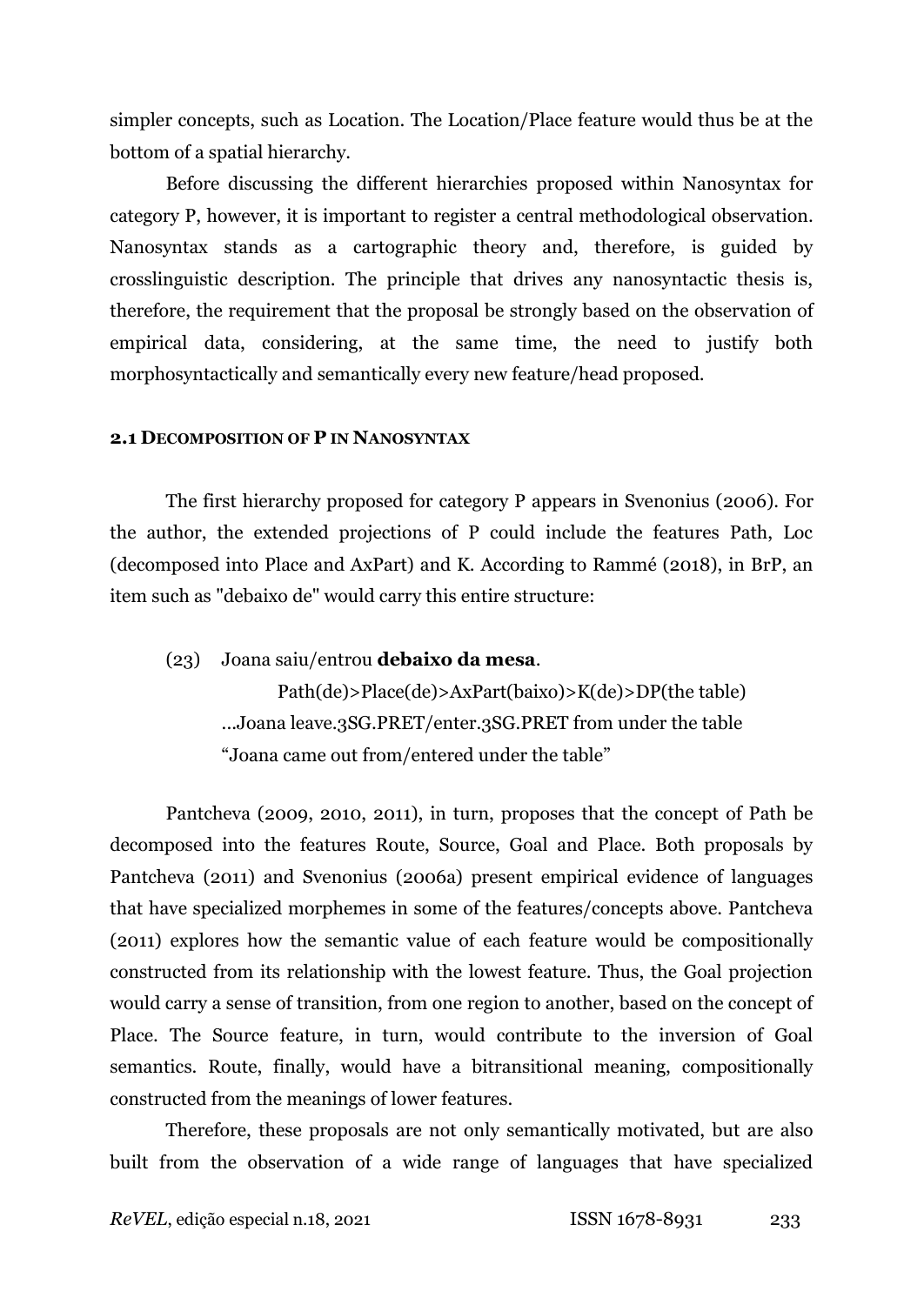simpler concepts, such as Location. The Location/Place feature would thus be at the bottom of a spatial hierarchy.

Before discussing the different hierarchies proposed within Nanosyntax for category P, however, it is important to register a central methodological observation. Nanosyntax stands as a cartographic theory and, therefore, is guided by crosslinguistic description. The principle that drives any nanosyntactic thesis is, therefore, the requirement that the proposal be strongly based on the observation of empirical data, considering, at the same time, the need to justify both morphosyntactically and semantically every new feature/head proposed.

### 2.1 Decomposition of P in Nanosyntax

The first hierarchy proposed for category P appears in Svenonius (2006). For the author, the extended projections of P could include the features Path, Loc (decomposed into Place and AxPart) and K. According to Rammé (2018), in BrP, an item such as "debaixo de" would carry this entire structure:

(23) Joana saiu/entrou **debaixo da mesa**.
Path(de)>Place(de)>AxPart(baixo)>K(de)>DP(the table)
...Joana leave.3SG.PRET/enter.3SG.PRET from under the table
"Joana came out from/entered under the table"

Pantcheva (2009, 2010, 2011), in turn, proposes that the concept of Path be decomposed into the features Route, Source, Goal and Place. Both proposals by Pantcheva (2011) and Svenonius (2006a) present empirical evidence of languages that have specialized morphemes in some of the features/concepts above. Pantcheva (2011) explores how the semantic value of each feature would be compositionally constructed from its relationship with the lowest feature. Thus, the Goal projection would carry a sense of transition, from one region to another, based on the concept of Place. The Source feature, in turn, would contribute to the inversion of Goal semantics. Route, finally, would have a bitransitional meaning, compositionally constructed from the meanings of lower features.

Therefore, these proposals are not only semantically motivated, but are also built from the observation of a wide range of languages that have specialized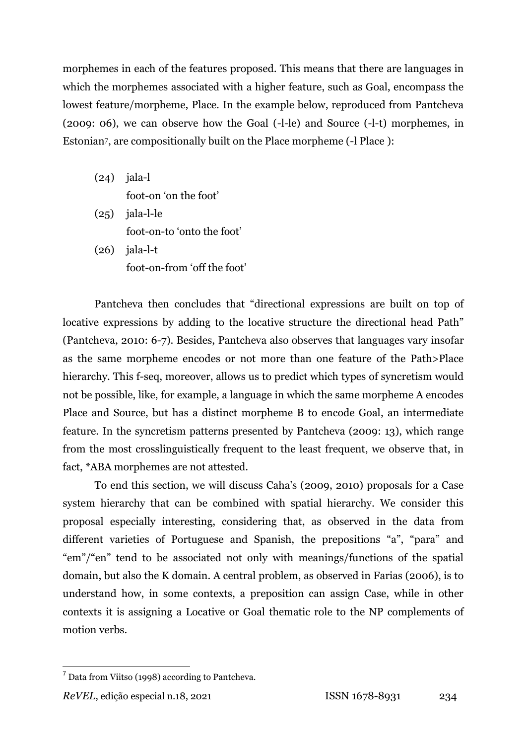morphemes in each of the features proposed. This means that there are languages in which the morphemes associated with a higher feature, such as Goal, encompass the lowest feature/morpheme, Place. In the example below, reproduced from Pantcheva (2009: 06), we can observe how the Goal (-l-le) and Source (-l-t) morphemes, in Estonian[7], are compositionally built on the Place morpheme (-l Place ):

(24) jala-l
 foot-on 'on the foot'

(25) jala-l-le
 foot-on-to 'onto the foot'

(26) jala-l-t
 foot-on-from 'off the foot'

Pantcheva then concludes that "directional expressions are built on top of locative expressions by adding to the locative structure the directional head Path" (Pantcheva, 2010: 6-7). Besides, Pantcheva also observes that languages vary insofar as the same morpheme encodes or not more than one feature of the Path>Place hierarchy. This f-seq, moreover, allows us to predict which types of syncretism would not be possible, like, for example, a language in which the same morpheme A encodes Place and Source, but has a distinct morpheme B to encode Goal, an intermediate feature. In the syncretism patterns presented by Pantcheva (2009: 13), which range from the most crosslinguistically frequent to the least frequent, we observe that, in fact, *ABA morphemes are not attested.

To end this section, we will discuss Caha's (2009, 2010) proposals for a Case system hierarchy that can be combined with spatial hierarchy. We consider this proposal especially interesting, considering that, as observed in the data from different varieties of Portuguese and Spanish, the prepositions "a", "para" and "em"/"en" tend to be associated not only with meanings/functions of the spatial domain, but also the K domain. A central problem, as observed in Farias (2006), is to understand how, in some contexts, a preposition can assign Case, while in other contexts it is assigning a Locative or Goal thematic role to the NP complements of motion verbs.

[7] Data from Viitso (1998) according to Pantcheva.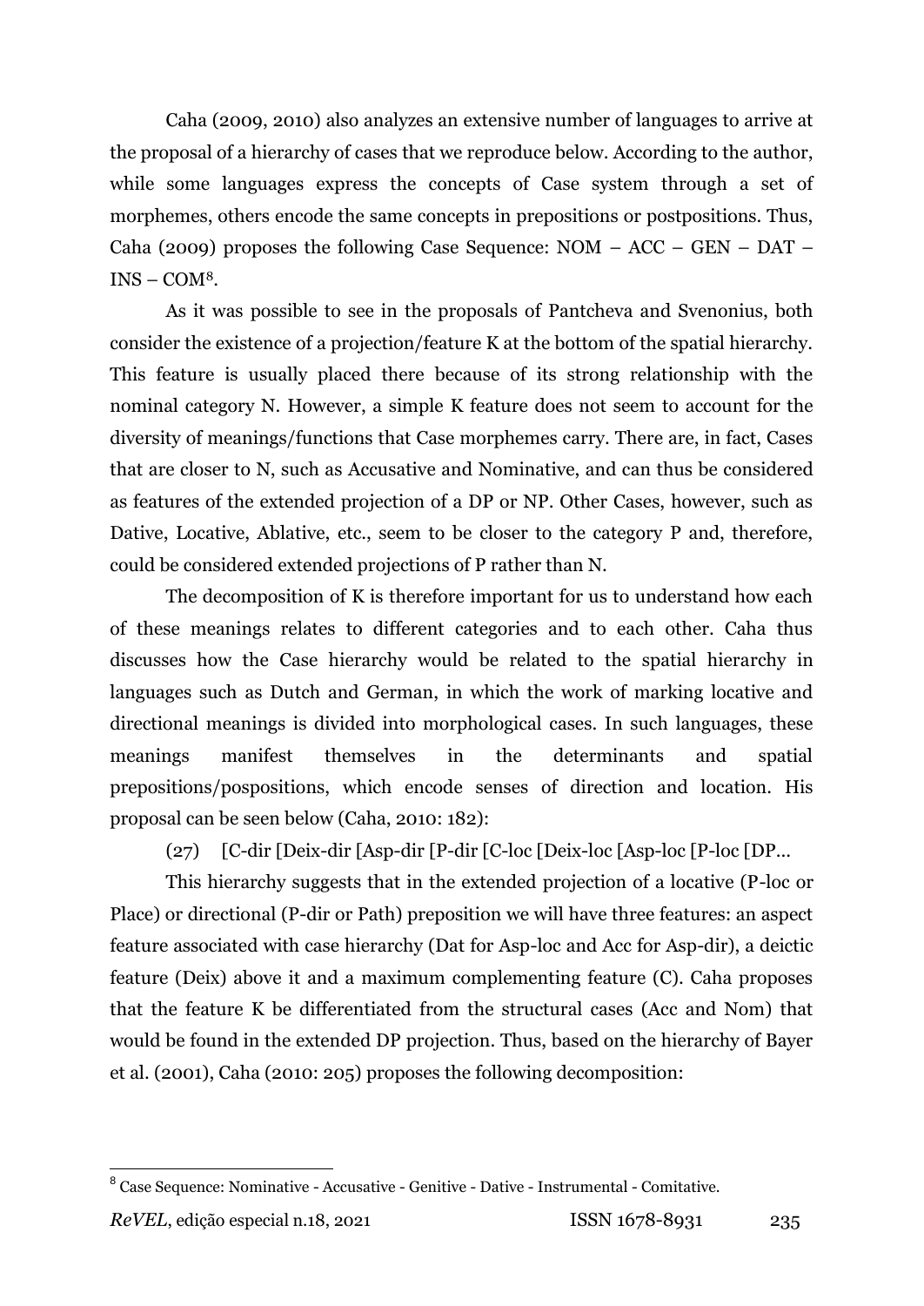Caha (2009, 2010) also analyzes an extensive number of languages to arrive at the proposal of a hierarchy of cases that we reproduce below. According to the author, while some languages express the concepts of Case system through a set of morphemes, others encode the same concepts in prepositions or postpositions. Thus, Caha (2009) proposes the following Case Sequence: NOM – ACC – GEN – DAT – INS – COM[8].

As it was possible to see in the proposals of Pantcheva and Svenonius, both consider the existence of a projection/feature K at the bottom of the spatial hierarchy. This feature is usually placed there because of its strong relationship with the nominal category N. However, a simple K feature does not seem to account for the diversity of meanings/functions that Case morphemes carry. There are, in fact, Cases that are closer to N, such as Accusative and Nominative, and can thus be considered as features of the extended projection of a DP or NP. Other Cases, however, such as Dative, Locative, Ablative, etc., seem to be closer to the category P and, therefore, could be considered extended projections of P rather than N.

The decomposition of K is therefore important for us to understand how each of these meanings relates to different categories and to each other. Caha thus discusses how the Case hierarchy would be related to the spatial hierarchy in languages such as Dutch and German, in which the work of marking locative and directional meanings is divided into morphological cases. In such languages, these meanings manifest themselves in the determinants and spatial prepositions/pospositions, which encode senses of direction and location. His proposal can be seen below (Caha, 2010: 182):

(27) [C-dir [Deix-dir [Asp-dir [P-dir [C-loc [Deix-loc [Asp-loc [P-loc [DP...

This hierarchy suggests that in the extended projection of a locative (P-loc or Place) or directional (P-dir or Path) preposition we will have three features: an aspect feature associated with case hierarchy (Dat for Asp-loc and Acc for Asp-dir), a deictic feature (Deix) above it and a maximum complementing feature (C). Caha proposes that the feature K be differentiated from the structural cases (Acc and Nom) that would be found in the extended DP projection. Thus, based on the hierarchy of Bayer et al. (2001), Caha (2010: 205) proposes the following decomposition:

---

[8] Case Sequence: Nominative - Accusative - Genitive - Dative - Instrumental - Comitative.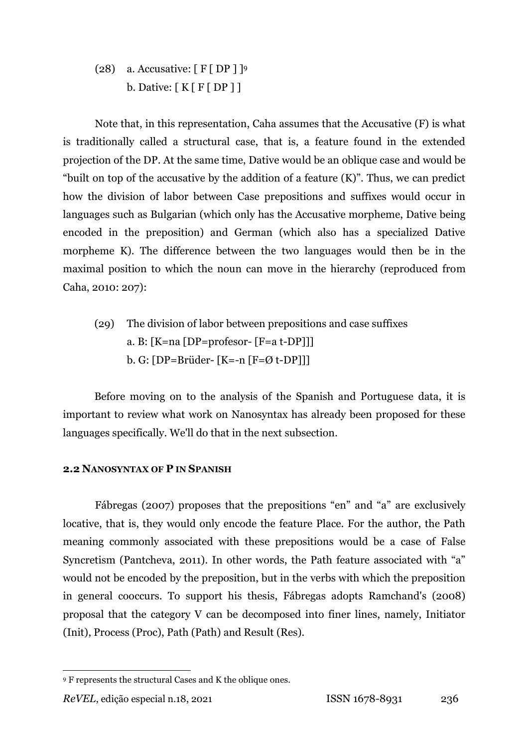(28) a. Accusative: [ F [ DP ] ][9]
b. Dative: [ K [ F [ DP ] ]

Note that, in this representation, Caha assumes that the Accusative (F) is what is traditionally called a structural case, that is, a feature found in the extended projection of the DP. At the same time, Dative would be an oblique case and would be "built on top of the accusative by the addition of a feature (K)". Thus, we can predict how the division of labor between Case prepositions and suffixes would occur in languages such as Bulgarian (which only has the Accusative morpheme, Dative being encoded in the preposition) and German (which also has a specialized Dative morpheme K). The difference between the two languages would then be in the maximal position to which the noun can move in the hierarchy (reproduced from Caha, 2010: 207):

(29) The division of labor between prepositions and case suffixes
a. B: [K=na [DP=profesor- [F=a t-DP]]]
b. G: [DP=Brüder- [K=-n [F=Ø t-DP]]]

Before moving on to the analysis of the Spanish and Portuguese data, it is important to review what work on Nanosyntax has already been proposed for these languages specifically. We'll do that in the next subsection.

### 2.2 Nanosyntax of P in Spanish

Fábregas (2007) proposes that the prepositions "en" and "a" are exclusively locative, that is, they would only encode the feature Place. For the author, the Path meaning commonly associated with these prepositions would be a case of False Syncretism (Pantcheva, 2011). In other words, the Path feature associated with "a" would not be encoded by the preposition, but in the verbs with which the preposition in general cooccurs. To support his thesis, Fábregas adopts Ramchand's (2008) proposal that the category V can be decomposed into finer lines, namely, Initiator (Init), Process (Proc), Path (Path) and Result (Res).

[9] F represents the structural Cases and K the oblique ones.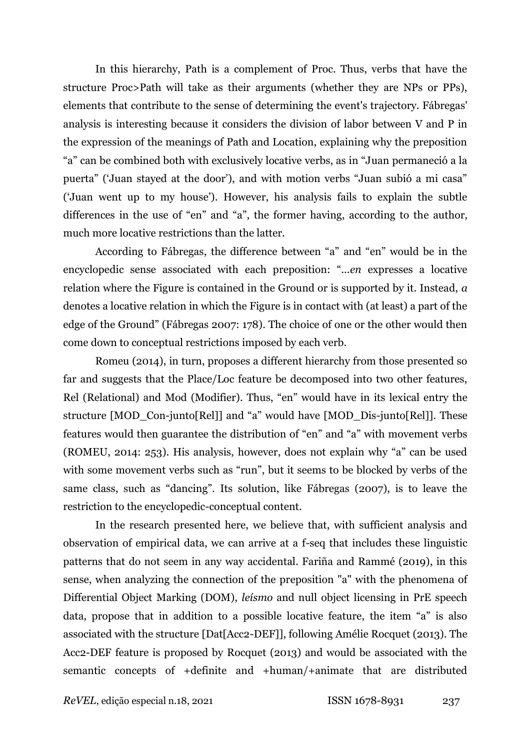In this hierarchy, Path is a complement of Proc. Thus, verbs that have the structure Proc>Path will take as their arguments (whether they are NPs or PPs), elements that contribute to the sense of determining the event's trajectory. Fábregas' analysis is interesting because it considers the division of labor between V and P in the expression of the meanings of Path and Location, explaining why the preposition "a" can be combined both with exclusively locative verbs, as in "Juan permaneció a la puerta" ('Juan stayed at the door'), and with motion verbs "Juan subió a mi casa" ('Juan went up to my house'). However, his analysis fails to explain the subtle differences in the use of "en" and "a", the former having, according to the author, much more locative restrictions than the latter.

According to Fábregas, the difference between "a" and "en" would be in the encyclopedic sense associated with each preposition: "...*en* expresses a locative relation where the Figure is contained in the Ground or is supported by it. Instead, *a* denotes a locative relation in which the Figure is in contact with (at least) a part of the edge of the Ground" (Fábregas 2007: 178). The choice of one or the other would then come down to conceptual restrictions imposed by each verb.

Romeu (2014), in turn, proposes a different hierarchy from those presented so far and suggests that the Place/Loc feature be decomposed into two other features, Rel (Relational) and Mod (Modifier). Thus, "en" would have in its lexical entry the structure [MOD_Con-junto[Rel]] and "a" would have [MOD_Dis-junto[Rel]]. These features would then guarantee the distribution of "en" and "a" with movement verbs (ROMEU, 2014: 253). His analysis, however, does not explain why "a" can be used with some movement verbs such as "run", but it seems to be blocked by verbs of the same class, such as "dancing". Its solution, like Fábregas (2007), is to leave the restriction to the encyclopedic-conceptual content.

In the research presented here, we believe that, with sufficient analysis and observation of empirical data, we can arrive at a f-seq that includes these linguistic patterns that do not seem in any way accidental. Fariña and Rammé (2019), in this sense, when analyzing the connection of the preposition "a" with the phenomena of Differential Object Marking (DOM), *leísmo* and null object licensing in PrE speech data, propose that in addition to a possible locative feature, the item "a" is also associated with the structure [Dat[Acc2-DEF]], following Amélie Rocquet (2013). The Acc2-DEF feature is proposed by Rocquet (2013) and would be associated with the semantic concepts of +definite and +human/+animate that are distributed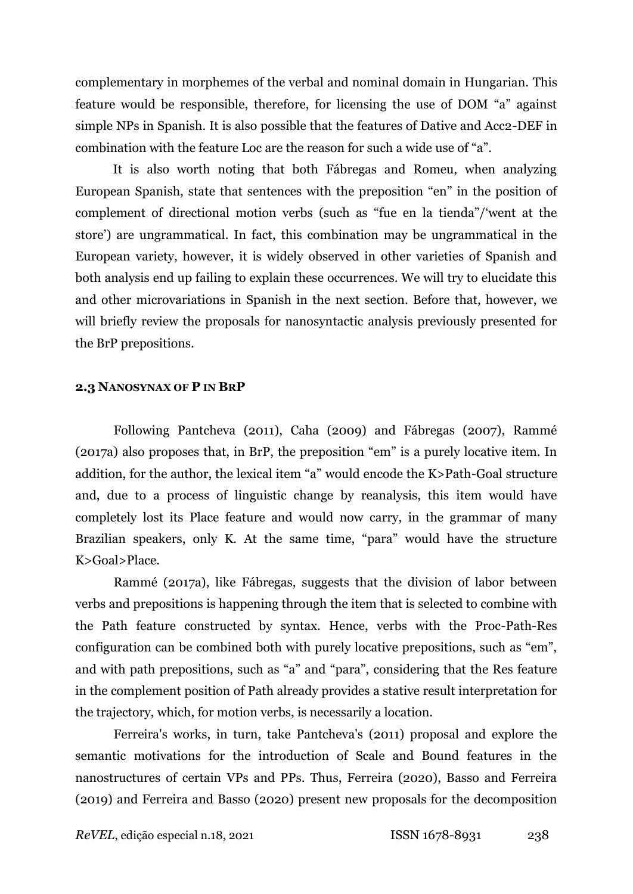complementary in morphemes of the verbal and nominal domain in Hungarian. This feature would be responsible, therefore, for licensing the use of DOM "a" against simple NPs in Spanish. It is also possible that the features of Dative and Acc2-DEF in combination with the feature Loc are the reason for such a wide use of "a".

It is also worth noting that both Fábregas and Romeu, when analyzing European Spanish, state that sentences with the preposition "en" in the position of complement of directional motion verbs (such as "fue en la tienda"/'went at the store') are ungrammatical. In fact, this combination may be ungrammatical in the European variety, however, it is widely observed in other varieties of Spanish and both analysis end up failing to explain these occurrences. We will try to elucidate this and other microvariations in Spanish in the next section. Before that, however, we will briefly review the proposals for nanosyntactic analysis previously presented for the BrP prepositions.

### 2.3 NANOSYNAX OF P IN BRP

Following Pantcheva (2011), Caha (2009) and Fábregas (2007), Rammé (2017a) also proposes that, in BrP, the preposition "em" is a purely locative item. In addition, for the author, the lexical item "a" would encode the K>Path-Goal structure and, due to a process of linguistic change by reanalysis, this item would have completely lost its Place feature and would now carry, in the grammar of many Brazilian speakers, only K. At the same time, "para" would have the structure K>Goal>Place.

Rammé (2017a), like Fábregas, suggests that the division of labor between verbs and prepositions is happening through the item that is selected to combine with the Path feature constructed by syntax. Hence, verbs with the Proc-Path-Res configuration can be combined both with purely locative prepositions, such as "em", and with path prepositions, such as "a" and "para", considering that the Res feature in the complement position of Path already provides a stative result interpretation for the trajectory, which, for motion verbs, is necessarily a location.

Ferreira's works, in turn, take Pantcheva's (2011) proposal and explore the semantic motivations for the introduction of Scale and Bound features in the nanostructures of certain VPs and PPs. Thus, Ferreira (2020), Basso and Ferreira (2019) and Ferreira and Basso (2020) present new proposals for the decomposition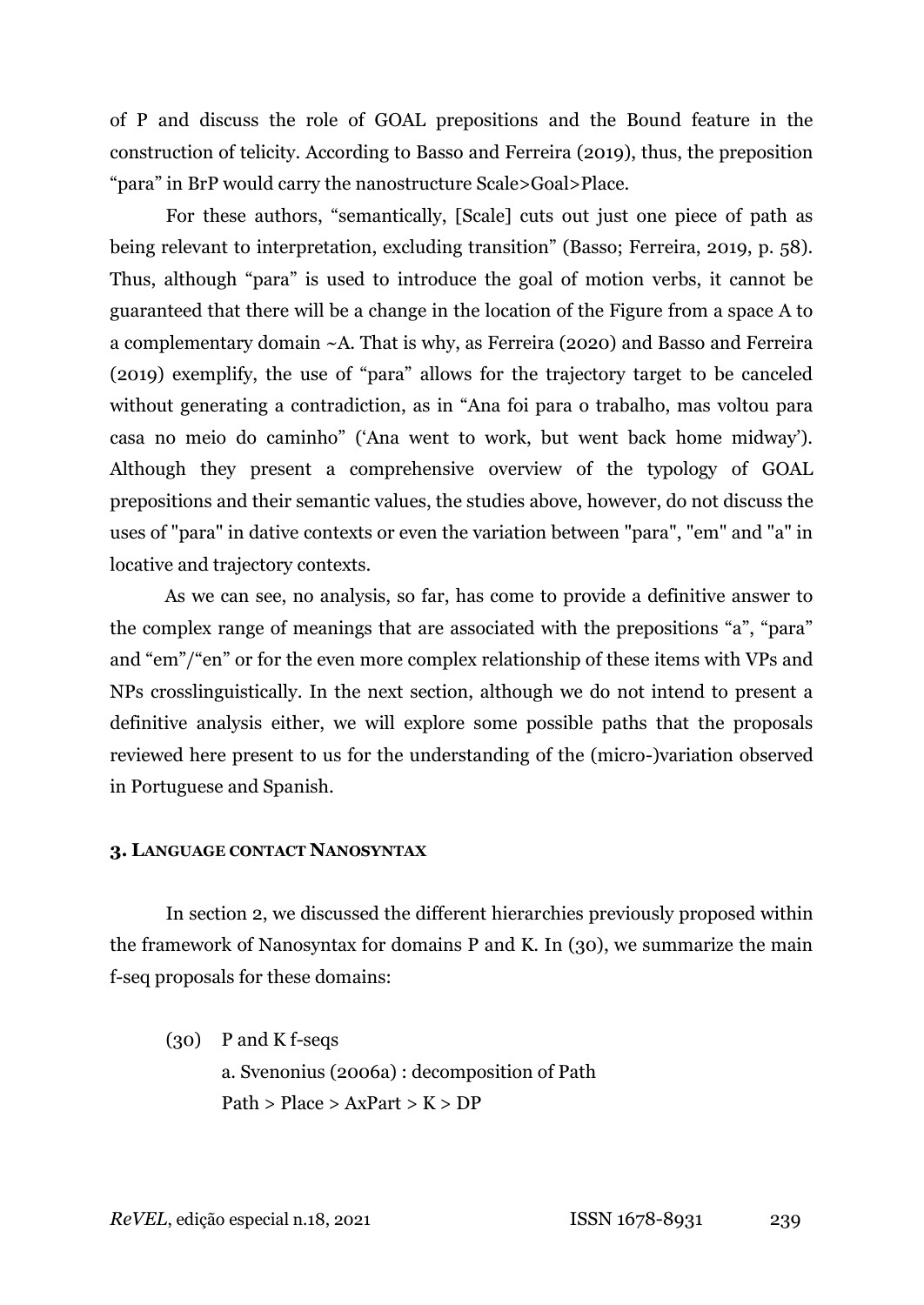of P and discuss the role of GOAL prepositions and the Bound feature in the construction of telicity. According to Basso and Ferreira (2019), thus, the preposition "para" in BrP would carry the nanostructure Scale>Goal>Place.

For these authors, "semantically, [Scale] cuts out just one piece of path as being relevant to interpretation, excluding transition" (Basso; Ferreira, 2019, p. 58). Thus, although "para" is used to introduce the goal of motion verbs, it cannot be guaranteed that there will be a change in the location of the Figure from a space A to a complementary domain ~A. That is why, as Ferreira (2020) and Basso and Ferreira (2019) exemplify, the use of "para" allows for the trajectory target to be canceled without generating a contradiction, as in "Ana foi para o trabalho, mas voltou para casa no meio do caminho" ('Ana went to work, but went back home midway'). Although they present a comprehensive overview of the typology of GOAL prepositions and their semantic values, the studies above, however, do not discuss the uses of "para" in dative contexts or even the variation between "para", "em" and "a" in locative and trajectory contexts.

As we can see, no analysis, so far, has come to provide a definitive answer to the complex range of meanings that are associated with the prepositions "a", "para" and "em"/"en" or for the even more complex relationship of these items with VPs and NPs crosslinguistically. In the next section, although we do not intend to present a definitive analysis either, we will explore some possible paths that the proposals reviewed here present to us for the understanding of the (micro-)variation observed in Portuguese and Spanish.

## 3. Language contact Nanosyntax

In section 2, we discussed the different hierarchies previously proposed within the framework of Nanosyntax for domains P and K. In (30), we summarize the main f-seq proposals for these domains:

(30) P and K f-seqs

a. Svenonius (2006a) : decomposition of Path

Path > Place > AxPart > K > DP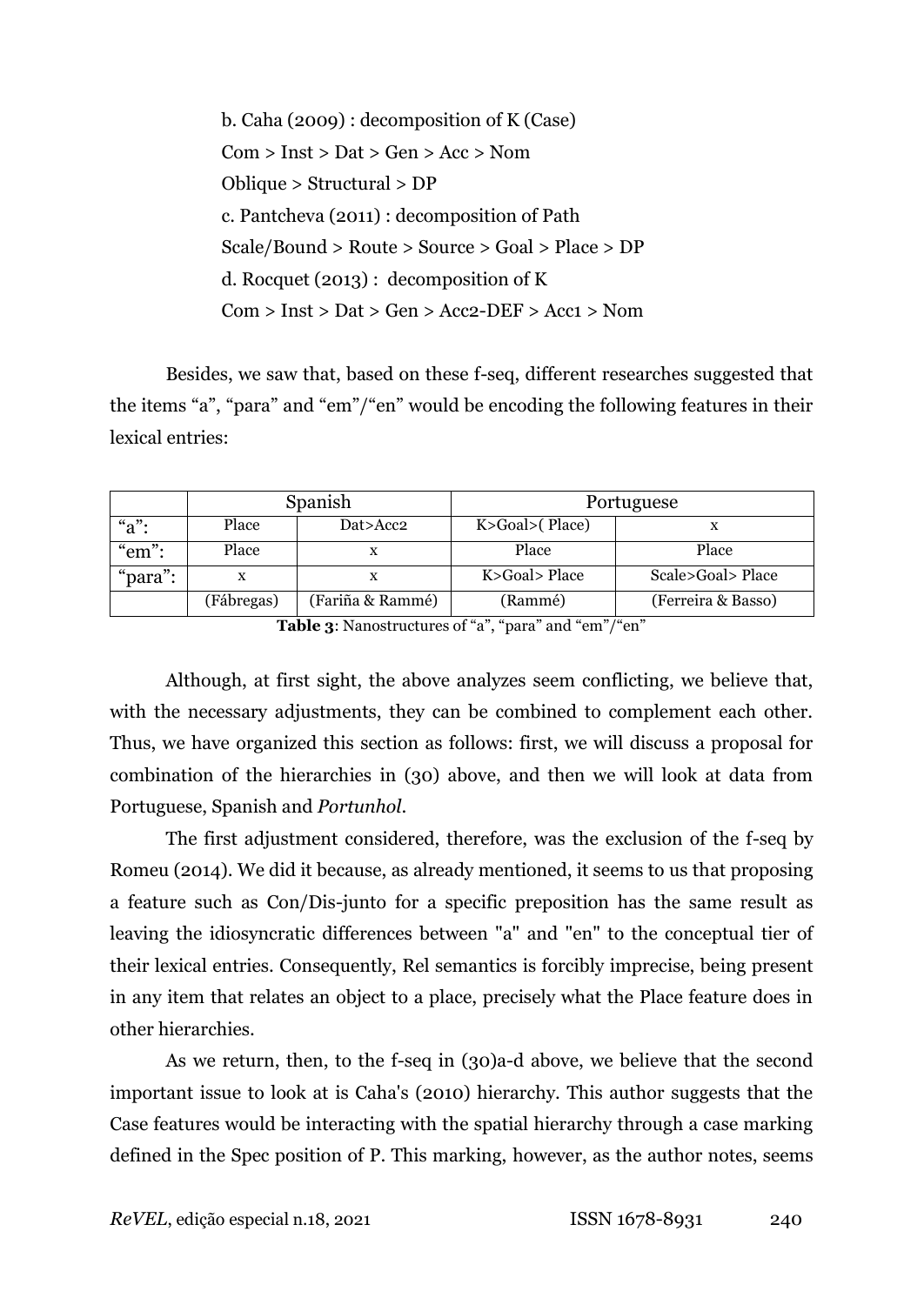b. Caha (2009) : decomposition of K (Case)

Com > Inst > Dat > Gen > Acc > Nom

Oblique > Structural > DP

c. Pantcheva (2011) : decomposition of Path

Scale/Bound > Route > Source > Goal > Place > DP

d. Rocquet (2013) : decomposition of K

Com > Inst > Dat > Gen > Acc2-DEF > Acc1 > Nom

Besides, we saw that, based on these f-seq, different researches suggested that the items "a", "para" and "em"/"en" would be encoding the following features in their lexical entries:

| | Spanish | | Portuguese | |
|---|---|---|---|---|
| "a": | Place | Dat>Acc2 | K>Goal>( Place) | x |
| "em": | Place | x | Place | Place |
| "para": | x | x | K>Goal> Place | Scale>Goal> Place |
| | (Fábregas) | (Fariña & Rammé) | (Rammé) | (Ferreira & Basso) |

**Table 3**: Nanostructures of "a", "para" and "em"/"en"

Although, at first sight, the above analyzes seem conflicting, we believe that, with the necessary adjustments, they can be combined to complement each other. Thus, we have organized this section as follows: first, we will discuss a proposal for combination of the hierarchies in (30) above, and then we will look at data from Portuguese, Spanish and *Portunhol*.

The first adjustment considered, therefore, was the exclusion of the f-seq by Romeu (2014). We did it because, as already mentioned, it seems to us that proposing a feature such as Con/Dis-junto for a specific preposition has the same result as leaving the idiosyncratic differences between "a" and "en" to the conceptual tier of their lexical entries. Consequently, Rel semantics is forcibly imprecise, being present in any item that relates an object to a place, precisely what the Place feature does in other hierarchies.

As we return, then, to the f-seq in (30)a-d above, we believe that the second important issue to look at is Caha's (2010) hierarchy. This author suggests that the Case features would be interacting with the spatial hierarchy through a case marking defined in the Spec position of P. This marking, however, as the author notes, seems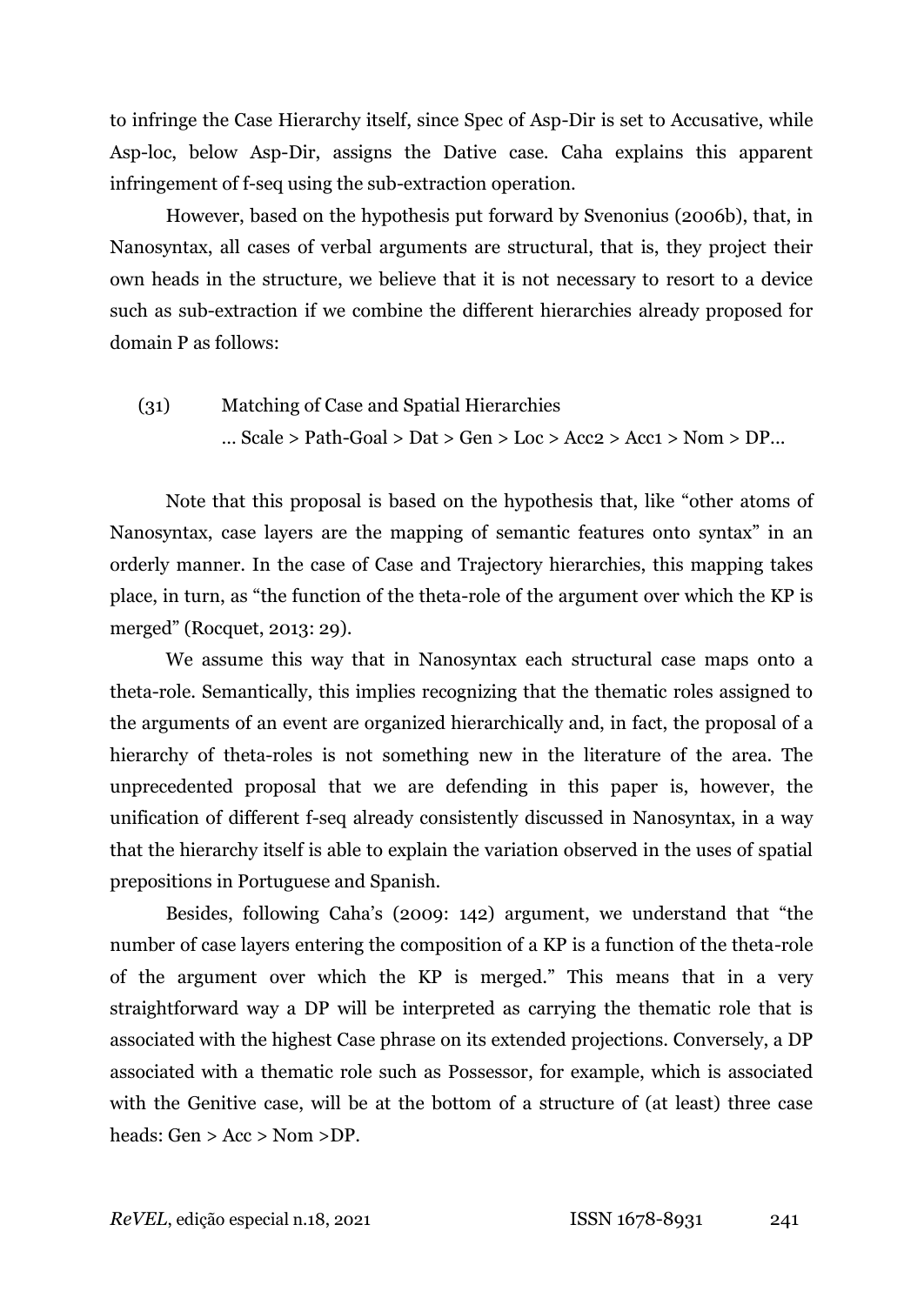to infringe the Case Hierarchy itself, since Spec of Asp-Dir is set to Accusative, while Asp-loc, below Asp-Dir, assigns the Dative case. Caha explains this apparent infringement of f-seq using the sub-extraction operation.

However, based on the hypothesis put forward by Svenonius (2006b), that, in Nanosyntax, all cases of verbal arguments are structural, that is, they project their own heads in the structure, we believe that it is not necessary to resort to a device such as sub-extraction if we combine the different hierarchies already proposed for domain P as follows:

(31) Matching of Case and Spatial Hierarchies
... Scale > Path-Goal > Dat > Gen > Loc > Acc2 > Acc1 > Nom > DP...

Note that this proposal is based on the hypothesis that, like "other atoms of Nanosyntax, case layers are the mapping of semantic features onto syntax" in an orderly manner. In the case of Case and Trajectory hierarchies, this mapping takes place, in turn, as "the function of the theta-role of the argument over which the KP is merged" (Rocquet, 2013: 29).

We assume this way that in Nanosyntax each structural case maps onto a theta-role. Semantically, this implies recognizing that the thematic roles assigned to the arguments of an event are organized hierarchically and, in fact, the proposal of a hierarchy of theta-roles is not something new in the literature of the area. The unprecedented proposal that we are defending in this paper is, however, the unification of different f-seq already consistently discussed in Nanosyntax, in a way that the hierarchy itself is able to explain the variation observed in the uses of spatial prepositions in Portuguese and Spanish.

Besides, following Caha's (2009: 142) argument, we understand that "the number of case layers entering the composition of a KP is a function of the theta-role of the argument over which the KP is merged." This means that in a very straightforward way a DP will be interpreted as carrying the thematic role that is associated with the highest Case phrase on its extended projections. Conversely, a DP associated with a thematic role such as Possessor, for example, which is associated with the Genitive case, will be at the bottom of a structure of (at least) three case heads: Gen > Acc > Nom >DP.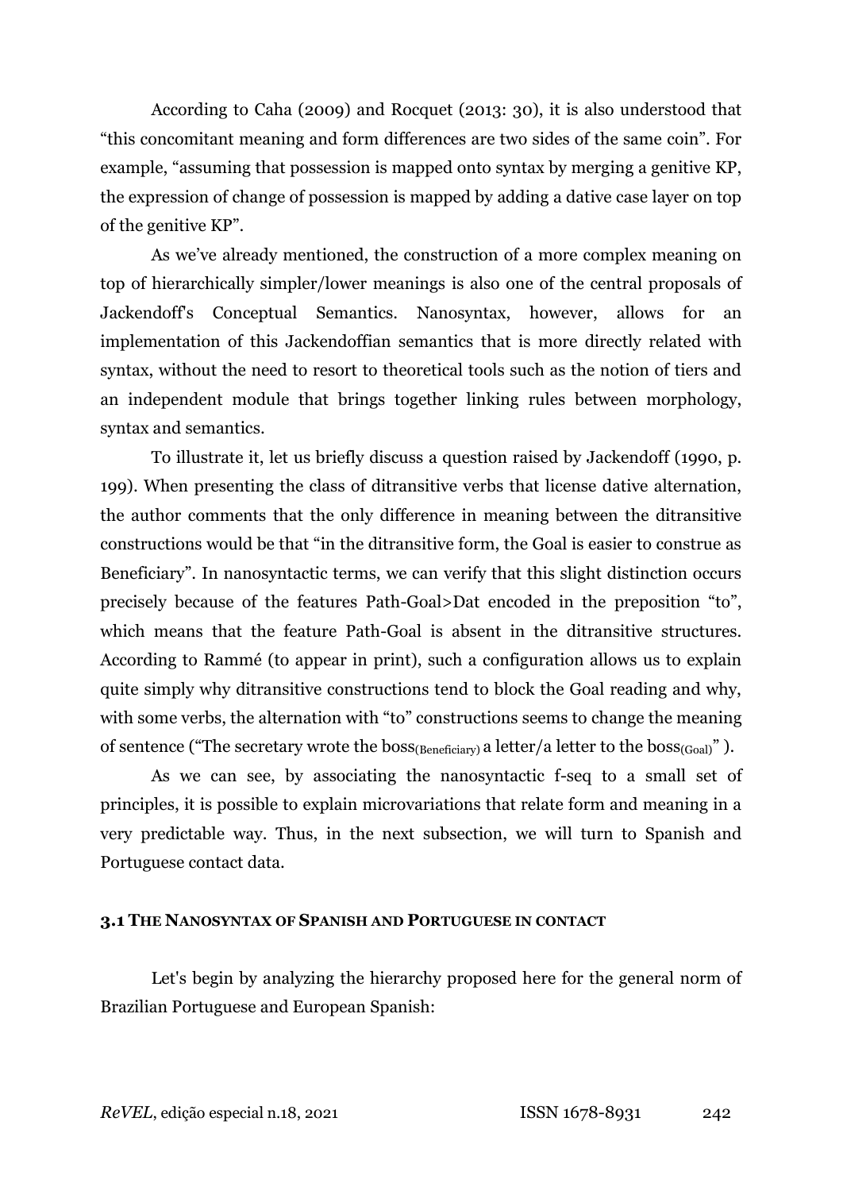According to Caha (2009) and Rocquet (2013: 30), it is also understood that "this concomitant meaning and form differences are two sides of the same coin". For example, "assuming that possession is mapped onto syntax by merging a genitive KP, the expression of change of possession is mapped by adding a dative case layer on top of the genitive KP".

As we've already mentioned, the construction of a more complex meaning on top of hierarchically simpler/lower meanings is also one of the central proposals of Jackendoff's Conceptual Semantics. Nanosyntax, however, allows for an implementation of this Jackendoffian semantics that is more directly related with syntax, without the need to resort to theoretical tools such as the notion of tiers and an independent module that brings together linking rules between morphology, syntax and semantics.

To illustrate it, let us briefly discuss a question raised by Jackendoff (1990, p. 199). When presenting the class of ditransitive verbs that license dative alternation, the author comments that the only difference in meaning between the ditransitive constructions would be that "in the ditransitive form, the Goal is easier to construe as Beneficiary". In nanosyntactic terms, we can verify that this slight distinction occurs precisely because of the features Path-Goal>Dat encoded in the preposition "to", which means that the feature Path-Goal is absent in the ditransitive structures. According to Rammé (to appear in print), such a configuration allows us to explain quite simply why ditransitive constructions tend to block the Goal reading and why, with some verbs, the alternation with "to" constructions seems to change the meaning of sentence ("The secretary wrote the boss$_{(Beneficiary)}$ a letter/a letter to the boss$_{(Goal)}$").

As we can see, by associating the nanosyntactic f-seq to a small set of principles, it is possible to explain microvariations that relate form and meaning in a very predictable way. Thus, in the next subsection, we will turn to Spanish and Portuguese contact data.

### 3.1 The Nanosyntax of Spanish and Portuguese in Contact

Let's begin by analyzing the hierarchy proposed here for the general norm of Brazilian Portuguese and European Spanish: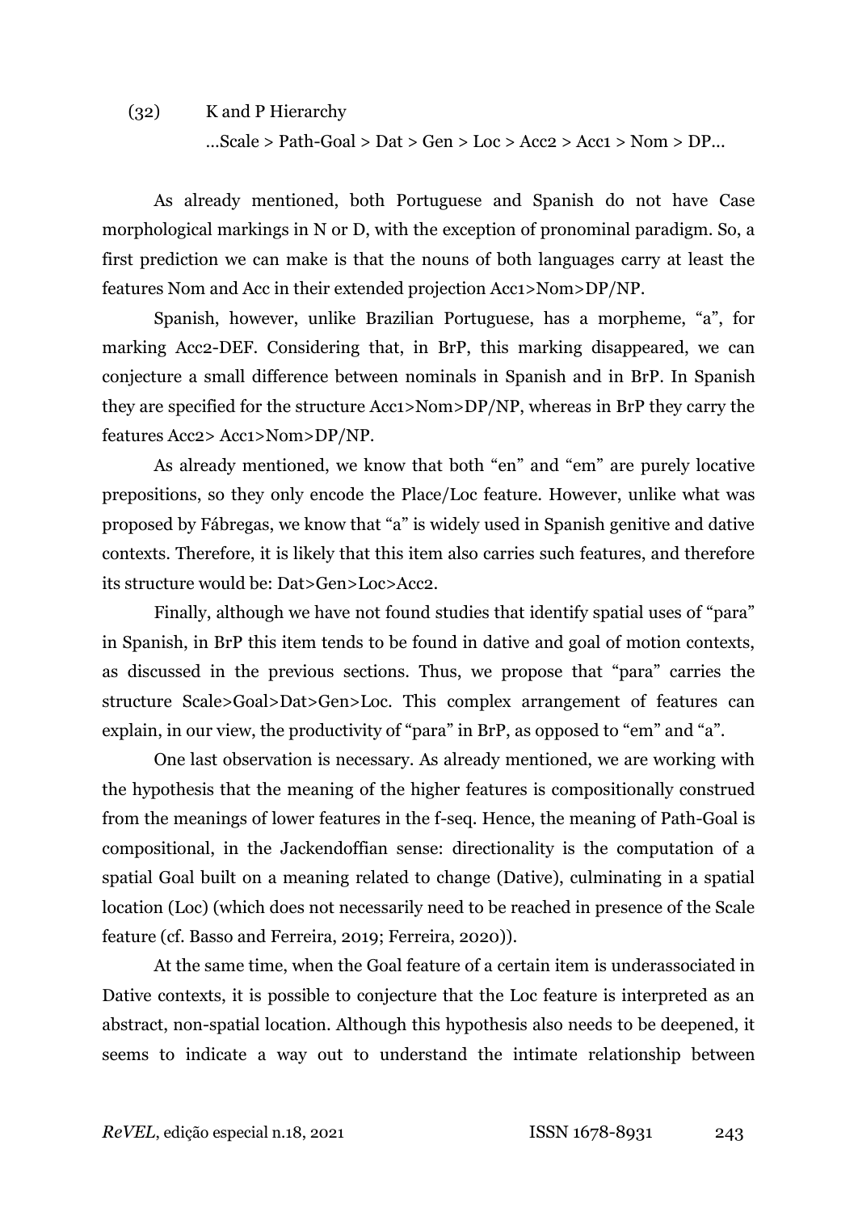(32) K and P Hierarchy

…Scale > Path-Goal > Dat > Gen > Loc > Acc2 > Acc1 > Nom > DP…

As already mentioned, both Portuguese and Spanish do not have Case morphological markings in N or D, with the exception of pronominal paradigm. So, a first prediction we can make is that the nouns of both languages carry at least the features Nom and Acc in their extended projection Acc1>Nom>DP/NP.

Spanish, however, unlike Brazilian Portuguese, has a morpheme, "a", for marking Acc2-DEF. Considering that, in BrP, this marking disappeared, we can conjecture a small difference between nominals in Spanish and in BrP. In Spanish they are specified for the structure Acc1>Nom>DP/NP, whereas in BrP they carry the features Acc2> Acc1>Nom>DP/NP.

As already mentioned, we know that both "en" and "em" are purely locative prepositions, so they only encode the Place/Loc feature. However, unlike what was proposed by Fábregas, we know that "a" is widely used in Spanish genitive and dative contexts. Therefore, it is likely that this item also carries such features, and therefore its structure would be: Dat>Gen>Loc>Acc2.

Finally, although we have not found studies that identify spatial uses of "para" in Spanish, in BrP this item tends to be found in dative and goal of motion contexts, as discussed in the previous sections. Thus, we propose that "para" carries the structure Scale>Goal>Dat>Gen>Loc. This complex arrangement of features can explain, in our view, the productivity of "para" in BrP, as opposed to "em" and "a".

One last observation is necessary. As already mentioned, we are working with the hypothesis that the meaning of the higher features is compositionally construed from the meanings of lower features in the f-seq. Hence, the meaning of Path-Goal is compositional, in the Jackendoffian sense: directionality is the computation of a spatial Goal built on a meaning related to change (Dative), culminating in a spatial location (Loc) (which does not necessarily need to be reached in presence of the Scale feature (cf. Basso and Ferreira, 2019; Ferreira, 2020)).

At the same time, when the Goal feature of a certain item is underassociated in Dative contexts, it is possible to conjecture that the Loc feature is interpreted as an abstract, non-spatial location. Although this hypothesis also needs to be deepened, it seems to indicate a way out to understand the intimate relationship between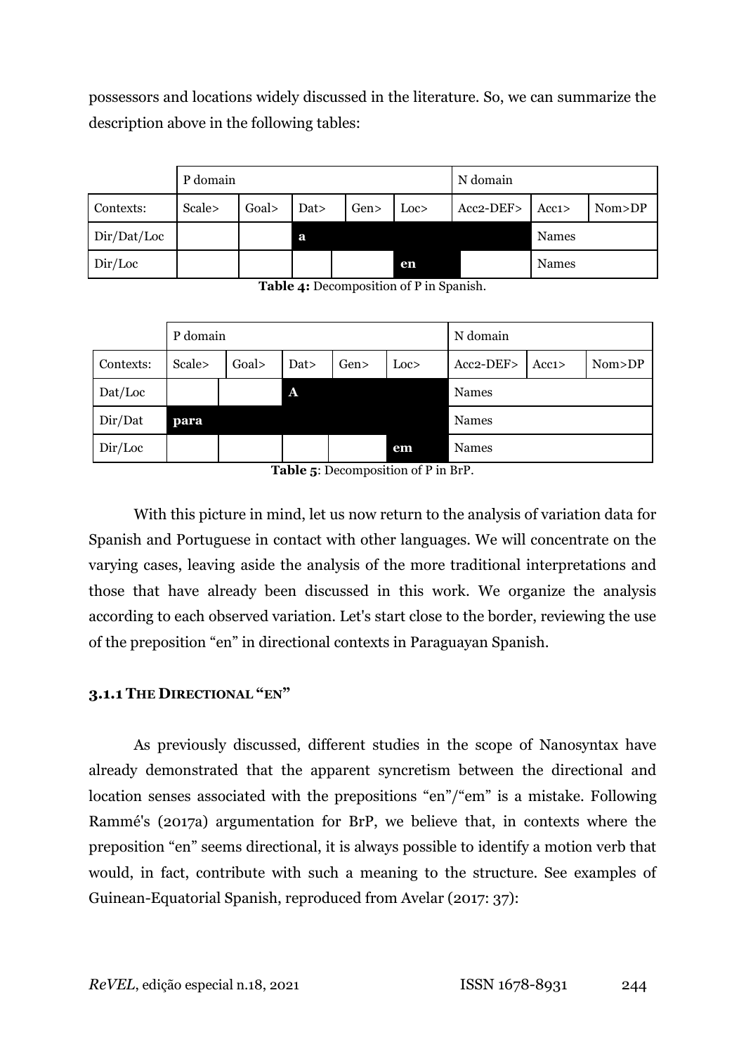possessors and locations widely discussed in the literature. So, we can summarize the description above in the following tables:

| | P domain | | | | | N domain | | |
|---|---|---|---|---|---|---|---|---|
| Contexts: | Scale> | Goal> | Dat> | Gen> | Loc> | Acc2-DEF> | Acc1> | Nom>DP |
| Dir/Dat/Loc | | | **a** | | | | Names | |
| Dir/Loc | | | | | **en** | | Names | |

**Table 4:** Decomposition of P in Spanish.

| | P domain | | | | | N domain | | |
|---|---|---|---|---|---|---|---|---|
| Contexts: | Scale> | Goal> | Dat> | Gen> | Loc> | Acc2-DEF> | Acc1> | Nom>DP |
| Dat/Loc | | | **A** | | | Names | | |
| Dir/Dat | **para** | | | | | Names | | |
| Dir/Loc | | | | | **em** | Names | | |

**Table 5**: Decomposition of P in BrP.

With this picture in mind, let us now return to the analysis of variation data for Spanish and Portuguese in contact with other languages. We will concentrate on the varying cases, leaving aside the analysis of the more traditional interpretations and those that have already been discussed in this work. We organize the analysis according to each observed variation. Let's start close to the border, reviewing the use of the preposition "en" in directional contexts in Paraguayan Spanish.

### 3.1.1 THE DIRECTIONAL "EN"

As previously discussed, different studies in the scope of Nanosyntax have already demonstrated that the apparent syncretism between the directional and location senses associated with the prepositions "en"/"em" is a mistake. Following Rammé's (2017a) argumentation for BrP, we believe that, in contexts where the preposition "en" seems directional, it is always possible to identify a motion verb that would, in fact, contribute with such a meaning to the structure. See examples of Guinean-Equatorial Spanish, reproduced from Avelar (2017: 37):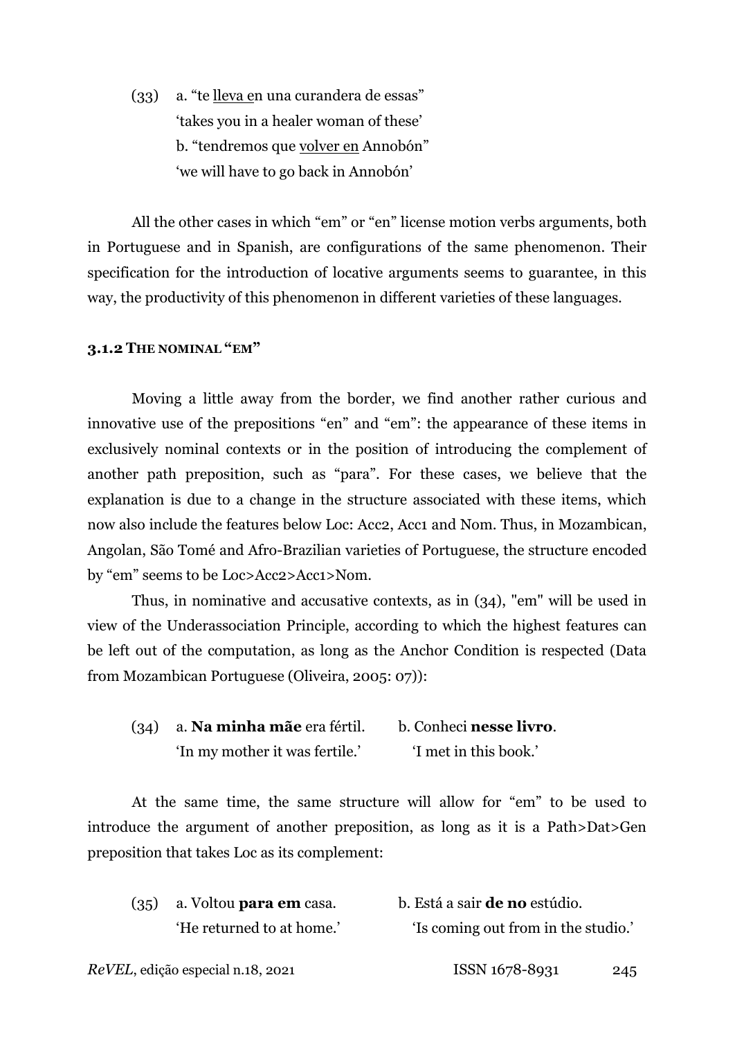(33) a. "te <u>lleva e</u>n una curandera de essas"
'takes you in a healer woman of these'
b. "tendremos que <u>volver en</u> Annobón"
'we will have to go back in Annobón'

All the other cases in which "em" or "en" license motion verbs arguments, both in Portuguese and in Spanish, are configurations of the same phenomenon. Their specification for the introduction of locative arguments seems to guarantee, in this way, the productivity of this phenomenon in different varieties of these languages.

### 3.1.2 The nominal "em"

Moving a little away from the border, we find another rather curious and innovative use of the prepositions "en" and "em": the appearance of these items in exclusively nominal contexts or in the position of introducing the complement of another path preposition, such as "para". For these cases, we believe that the explanation is due to a change in the structure associated with these items, which now also include the features below Loc: Acc2, Acc1 and Nom. Thus, in Mozambican, Angolan, São Tomé and Afro-Brazilian varieties of Portuguese, the structure encoded by "em" seems to be Loc>Acc2>Acc1>Nom.

Thus, in nominative and accusative contexts, as in (34), "em" will be used in view of the Underassociation Principle, according to which the highest features can be left out of the computation, as long as the Anchor Condition is respected (Data from Mozambican Portuguese (Oliveira, 2005: 07)):

(34) a. **Na minha mãe** era fértil. — 'In my mother it was fertile.'
b. Conheci **nesse livro**. — 'I met in this book.'

At the same time, the same structure will allow for "em" to be used to introduce the argument of another preposition, as long as it is a Path>Dat>Gen preposition that takes Loc as its complement:

(35) a. Voltou **para em** casa. — 'He returned to at home.'
b. Está a sair **de no** estúdio. — 'Is coming out from in the studio.'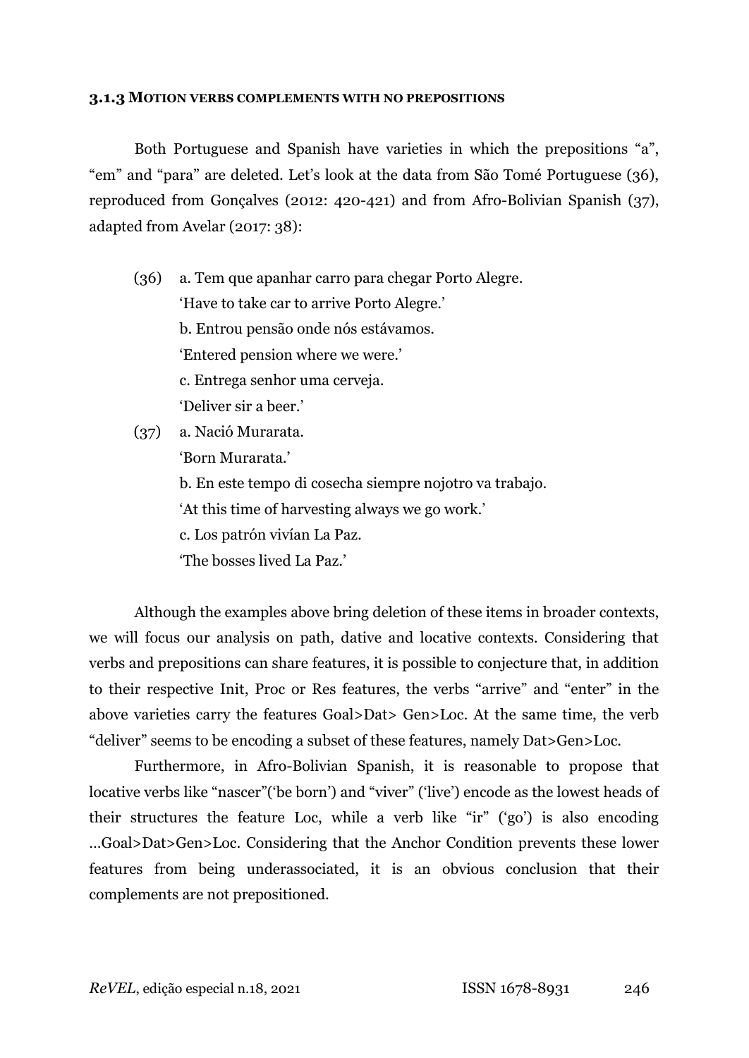### 3.1.3 MOTION VERBS COMPLEMENTS WITH NO PREPOSITIONS

Both Portuguese and Spanish have varieties in which the prepositions "a", "em" and "para" are deleted. Let's look at the data from São Tomé Portuguese (36), reproduced from Gonçalves (2012: 420-421) and from Afro-Bolivian Spanish (37), adapted from Avelar (2017: 38):

(36) a. Tem que apanhar carro para chegar Porto Alegre.
'Have to take car to arrive Porto Alegre.'
b. Entrou pensão onde nós estávamos.
'Entered pension where we were.'
c. Entrega senhor uma cerveja.
'Deliver sir a beer.'

(37) a. Nació Murarata.
'Born Murarata.'
b. En este tempo di cosecha siempre nojotro va trabajo.
'At this time of harvesting always we go work.'
c. Los patrón vivían La Paz.
'The bosses lived La Paz.'

Although the examples above bring deletion of these items in broader contexts, we will focus our analysis on path, dative and locative contexts. Considering that verbs and prepositions can share features, it is possible to conjecture that, in addition to their respective Init, Proc or Res features, the verbs "arrive" and "enter" in the above varieties carry the features Goal>Dat> Gen>Loc. At the same time, the verb "deliver" seems to be encoding a subset of these features, namely Dat>Gen>Loc.

Furthermore, in Afro-Bolivian Spanish, it is reasonable to propose that locative verbs like "nascer"('be born') and "viver" ('live') encode as the lowest heads of their structures the feature Loc, while a verb like "ir" ('go') is also encoding …Goal>Dat>Gen>Loc. Considering that the Anchor Condition prevents these lower features from being underassociated, it is an obvious conclusion that their complements are not prepositioned.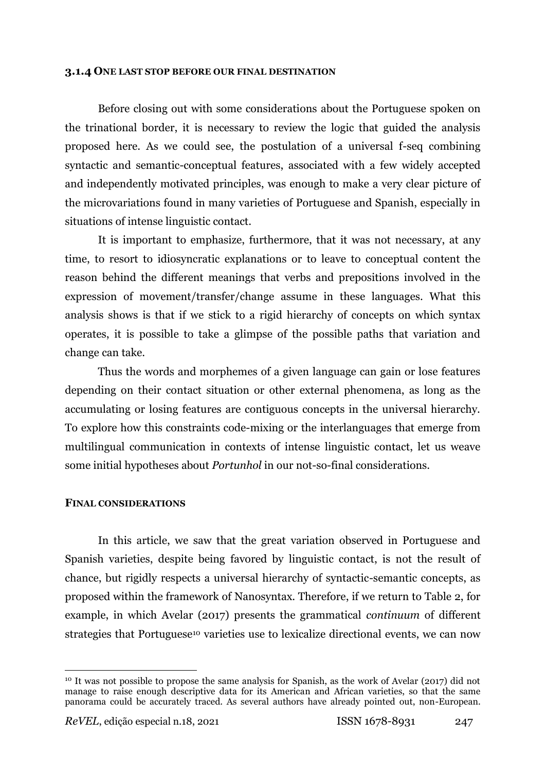### 3.1.4 One last stop before our final destination

Before closing out with some considerations about the Portuguese spoken on the trinational border, it is necessary to review the logic that guided the analysis proposed here. As we could see, the postulation of a universal f-seq combining syntactic and semantic-conceptual features, associated with a few widely accepted and independently motivated principles, was enough to make a very clear picture of the microvariations found in many varieties of Portuguese and Spanish, especially in situations of intense linguistic contact.

It is important to emphasize, furthermore, that it was not necessary, at any time, to resort to idiosyncratic explanations or to leave to conceptual content the reason behind the different meanings that verbs and prepositions involved in the expression of movement/transfer/change assume in these languages. What this analysis shows is that if we stick to a rigid hierarchy of concepts on which syntax operates, it is possible to take a glimpse of the possible paths that variation and change can take.

Thus the words and morphemes of a given language can gain or lose features depending on their contact situation or other external phenomena, as long as the accumulating or losing features are contiguous concepts in the universal hierarchy. To explore how this constraints code-mixing or the interlanguages that emerge from multilingual communication in contexts of intense linguistic contact, let us weave some initial hypotheses about *Portunhol* in our not-so-final considerations.

## Final considerations

In this article, we saw that the great variation observed in Portuguese and Spanish varieties, despite being favored by linguistic contact, is not the result of chance, but rigidly respects a universal hierarchy of syntactic-semantic concepts, as proposed within the framework of Nanosyntax. Therefore, if we return to Table 2, for example, in which Avelar (2017) presents the grammatical *continuum* of different strategies that Portuguese[10] varieties use to lexicalize directional events, we can now

[10] It was not possible to propose the same analysis for Spanish, as the work of Avelar (2017) did not manage to raise enough descriptive data for its American and African varieties, so that the same panorama could be accurately traced. As several authors have already pointed out, non-European.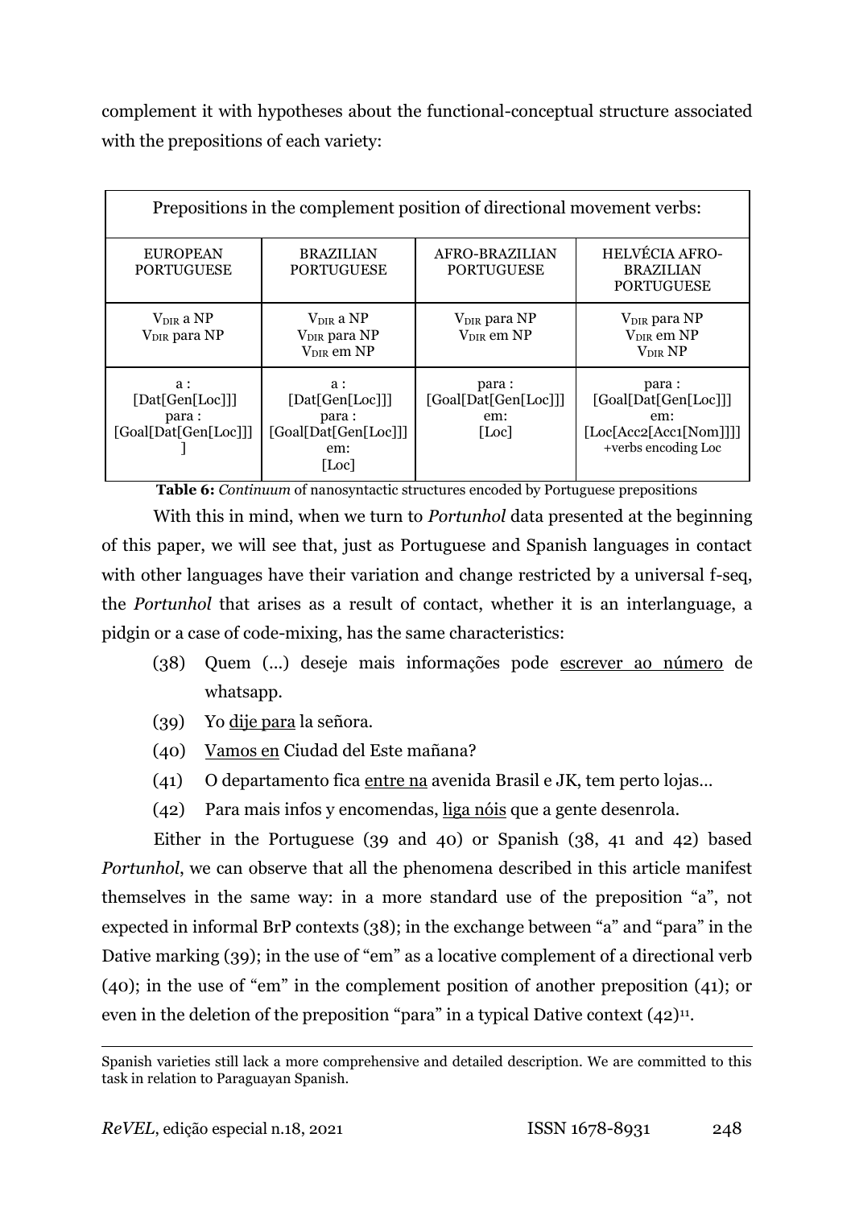complement it with hypotheses about the functional-conceptual structure associated with the prepositions of each variety:

| Prepositions in the complement position of directional movement verbs: | | | |
|---|---|---|---|
| EUROPEAN PORTUGUESE | BRAZILIAN PORTUGUESE | AFRO-BRAZILIAN PORTUGUESE | HELVÉCIA AFRO-BRAZILIAN PORTUGUESE |
| $V_{DIR}$ a NP<br>$V_{DIR}$ para NP | $V_{DIR}$ a NP<br>$V_{DIR}$ para NP<br>$V_{DIR}$ em NP | $V_{DIR}$ para NP<br>$V_{DIR}$ em NP | $V_{DIR}$ para NP<br>$V_{DIR}$ em NP<br>$V_{DIR}$ NP |
| a :<br>[Dat[Gen[Loc]]]<br>para :<br>[Goal[Dat[Gen[Loc]]]] | a :<br>[Dat[Gen[Loc]]]<br>para :<br>[Goal[Dat[Gen[Loc]]]]<br>em:<br>[Loc] | para :<br>[Goal[Dat[Gen[Loc]]]]<br>em:<br>[Loc] | para :<br>[Goal[Dat[Gen[Loc]]]]<br>em:<br>[Loc[Acc2[Acc1[Nom]]]]<br>+verbs encoding Loc |

**Table 6:** *Continuum* of nanosyntactic structures encoded by Portuguese prepositions

With this in mind, when we turn to *Portunhol* data presented at the beginning of this paper, we will see that, just as Portuguese and Spanish languages in contact with other languages have their variation and change restricted by a universal f-seq, the *Portunhol* that arises as a result of contact, whether it is an interlanguage, a pidgin or a case of code-mixing, has the same characteristics:

(38) Quem (...) deseje mais informações pode escrever ao número de whatsapp.

(39) Yo dije para la señora.

(40) Vamos en Ciudad del Este mañana?

(41) O departamento fica entre na avenida Brasil e JK, tem perto lojas...

(42) Para mais infos y encomendas, liga nóis que a gente desenrola.

Either in the Portuguese (39 and 40) or Spanish (38, 41 and 42) based *Portunhol*, we can observe that all the phenomena described in this article manifest themselves in the same way: in a more standard use of the preposition "a", not expected in informal BrP contexts (38); in the exchange between "a" and "para" in the Dative marking (39); in the use of "em" as a locative complement of a directional verb (40); in the use of "em" in the complement position of another preposition (41); or even in the deletion of the preposition "para" in a typical Dative context (42)[11].

Spanish varieties still lack a more comprehensive and detailed description. We are committed to this task in relation to Paraguayan Spanish.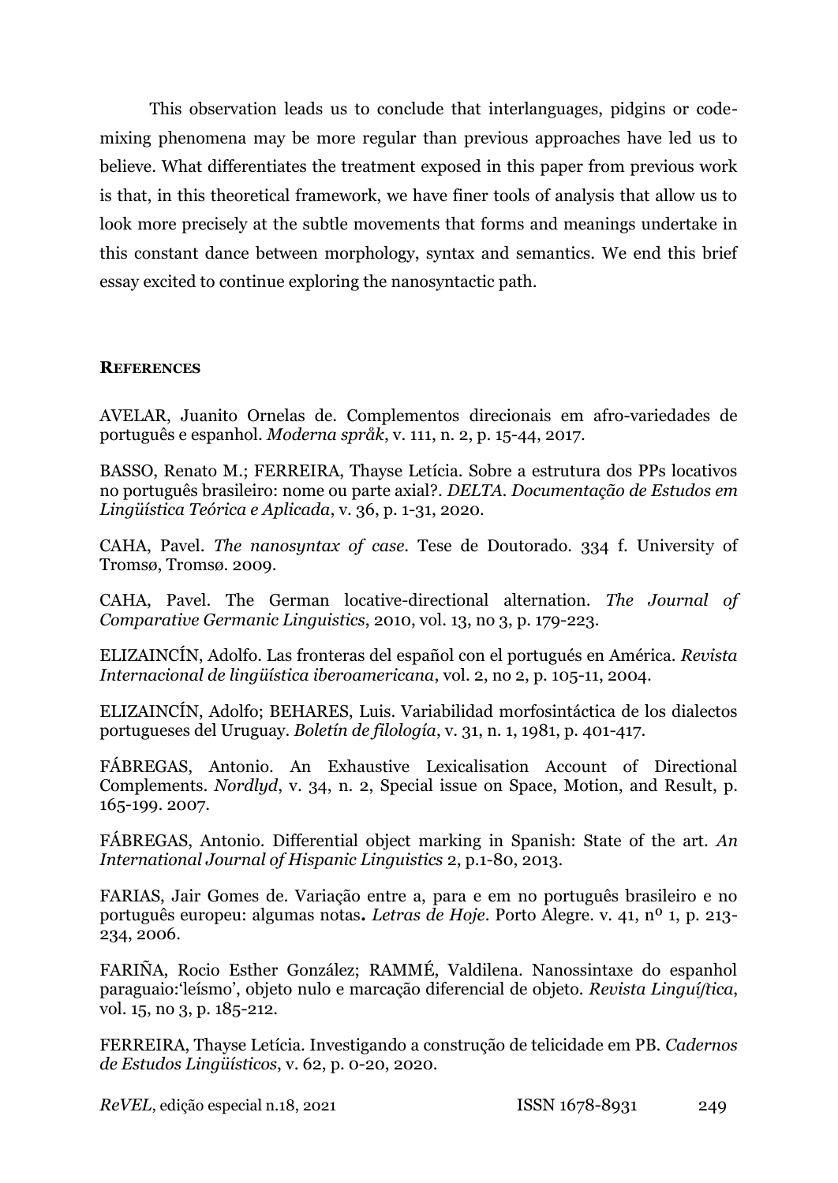This observation leads us to conclude that interlanguages, pidgins or code-mixing phenomena may be more regular than previous approaches have led us to believe. What differentiates the treatment exposed in this paper from previous work is that, in this theoretical framework, we have finer tools of analysis that allow us to look more precisely at the subtle movements that forms and meanings undertake in this constant dance between morphology, syntax and semantics. We end this brief essay excited to continue exploring the nanosyntactic path.

## REFERENCES

AVELAR, Juanito Ornelas de. Complementos direcionais em afro-variedades de português e espanhol. *Moderna språk*, v. 111, n. 2, p. 15-44, 2017.

BASSO, Renato M.; FERREIRA, Thayse Letícia. Sobre a estrutura dos PPs locativos no português brasileiro: nome ou parte axial?. *DELTA. Documentação de Estudos em Lingüística Teórica e Aplicada*, v. 36, p. 1-31, 2020.

CAHA, Pavel. *The nanosyntax of case*. Tese de Doutorado. 334 f. University of Tromsø, Tromsø. 2009.

CAHA, Pavel. The German locative-directional alternation. *The Journal of Comparative Germanic Linguistics*, 2010, vol. 13, no 3, p. 179-223.

ELIZAINCÍN, Adolfo. Las fronteras del español con el portugués en América. *Revista Internacional de lingüística iberoamericana*, vol. 2, no 2, p. 105-11, 2004.

ELIZAINCÍN, Adolfo; BEHARES, Luis. Variabilidad morfosintáctica de los dialectos portugueses del Uruguay. *Boletín de filología*, v. 31, n. 1, 1981, p. 401-417.

FÁBREGAS, Antonio. An Exhaustive Lexicalisation Account of Directional Complements. *Nordlyd*, v. 34, n. 2, Special issue on Space, Motion, and Result, p. 165-199. 2007.

FÁBREGAS, Antonio. Differential object marking in Spanish: State of the art. *An International Journal of Hispanic Linguistics* 2, p.1-80, 2013.

FARIAS, Jair Gomes de. Variação entre a, para e em no português brasileiro e no português europeu: algumas notas**.** *Letras de Hoje*. Porto Alegre. v. 41, nº 1, p. 213-234, 2006.

FARIÑA, Rocio Esther González; RAMMÉ, Valdilena. Nanossintaxe do espanhol paraguaio:'leísmo', objeto nulo e marcação diferencial de objeto. *Revista Linguí/tica*, vol. 15, no 3, p. 185-212.

FERREIRA, Thayse Letícia. Investigando a construção de telicidade em PB. *Cadernos de Estudos Lingüísticos*, v. 62, p. 0-20, 2020.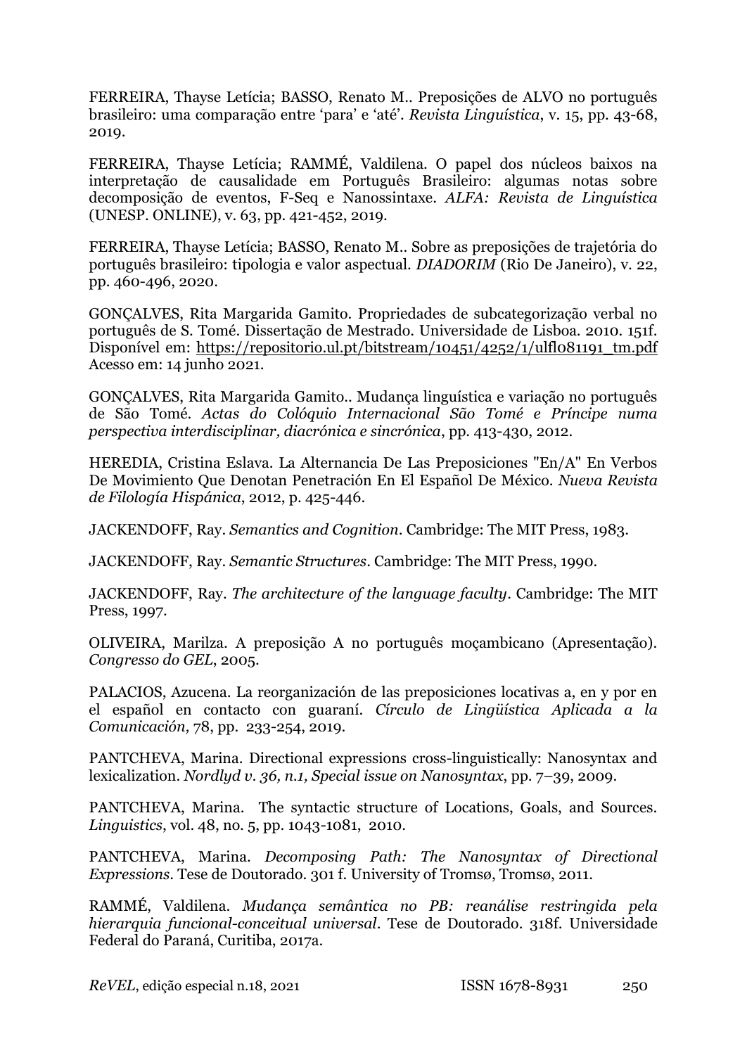FERREIRA, Thayse Letícia; BASSO, Renato M.. Preposições de ALVO no português brasileiro: uma comparação entre 'para' e 'até'. *Revista Linguística*, v. 15, pp. 43-68, 2019.

FERREIRA, Thayse Letícia; RAMMÉ, Valdilena. O papel dos núcleos baixos na interpretação de causalidade em Português Brasileiro: algumas notas sobre decomposição de eventos, F-Seq e Nanossintaxe. *ALFA: Revista de Linguística* (UNESP. ONLINE), v. 63, pp. 421-452, 2019.

FERREIRA, Thayse Letícia; BASSO, Renato M.. Sobre as preposições de trajetória do português brasileiro: tipologia e valor aspectual. *DIADORIM* (Rio De Janeiro), v. 22, pp. 460-496, 2020.

GONÇALVES, Rita Margarida Gamito. Propriedades de subcategorização verbal no português de S. Tomé. Dissertação de Mestrado. Universidade de Lisboa. 2010. 151f. Disponível em: https://repositorio.ul.pt/bitstream/10451/4252/1/ulfl081191_tm.pdf Acesso em: 14 junho 2021.

GONÇALVES, Rita Margarida Gamito.. Mudança linguística e variação no português de São Tomé. *Actas do Colóquio Internacional São Tomé e Príncipe numa perspectiva interdisciplinar, diacrónica e sincrónica*, pp. 413-430, 2012.

HEREDIA, Cristina Eslava. La Alternancia De Las Preposiciones "En/A" En Verbos De Movimiento Que Denotan Penetración En El Español De México. *Nueva Revista de Filología Hispánica*, 2012, p. 425-446.

JACKENDOFF, Ray. *Semantics and Cognition*. Cambridge: The MIT Press, 1983.

JACKENDOFF, Ray. *Semantic Structures*. Cambridge: The MIT Press, 1990.

JACKENDOFF, Ray. *The architecture of the language faculty*. Cambridge: The MIT Press, 1997.

OLIVEIRA, Marilza. A preposição A no português moçambicano (Apresentação). *Congresso do GEL*, 2005.

PALACIOS, Azucena. La reorganización de las preposiciones locativas a, en y por en el español en contacto con guaraní. *Círculo de Lingüística Aplicada a la Comunicación,* 78, pp. 233-254, 2019.

PANTCHEVA, Marina. Directional expressions cross-linguistically: Nanosyntax and lexicalization. *Nordlyd v. 36, n.1, Special issue on Nanosyntax*, pp. 7–39, 2009.

PANTCHEVA, Marina. The syntactic structure of Locations, Goals, and Sources. *Linguistics*, vol. 48, no. 5, pp. 1043-1081, 2010.

PANTCHEVA, Marina. *Decomposing Path: The Nanosyntax of Directional Expressions*. Tese de Doutorado. 301 f. University of Tromsø, Tromsø, 2011.

RAMMÉ, Valdilena. *Mudança semântica no PB: reanálise restringida pela hierarquia funcional-conceitual universal*. Tese de Doutorado. 318f. Universidade Federal do Paraná, Curitiba, 2017a.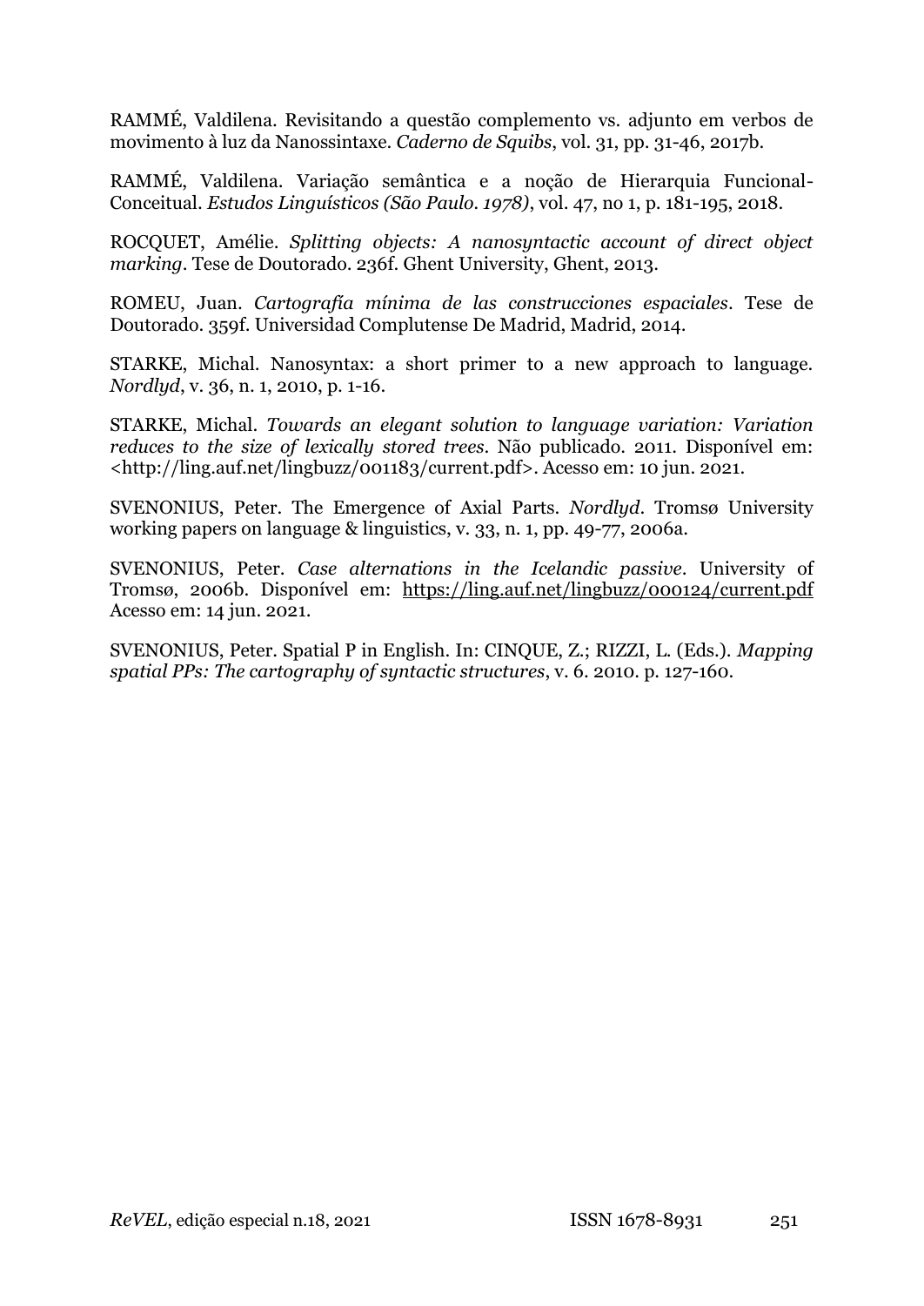RAMMÉ, Valdilena. Revisitando a questão complemento vs. adjunto em verbos de movimento à luz da Nanossintaxe. *Caderno de Squibs*, vol. 31, pp. 31-46, 2017b.

RAMMÉ, Valdilena. Variação semântica e a noção de Hierarquia Funcional-Conceitual. *Estudos Linguísticos (São Paulo. 1978)*, vol. 47, no 1, p. 181-195, 2018.

ROCQUET, Amélie. *Splitting objects: A nanosyntactic account of direct object marking*. Tese de Doutorado. 236f. Ghent University, Ghent, 2013.

ROMEU, Juan. *Cartografía mínima de las construcciones espaciales*. Tese de Doutorado. 359f. Universidad Complutense De Madrid, Madrid, 2014.

STARKE, Michal. Nanosyntax: a short primer to a new approach to language. *Nordlyd*, v. 36, n. 1, 2010, p. 1-16.

STARKE, Michal. *Towards an elegant solution to language variation: Variation reduces to the size of lexically stored trees*. Não publicado. 2011. Disponível em: <http://ling.auf.net/lingbuzz/001183/current.pdf>. Acesso em: 10 jun. 2021.

SVENONIUS, Peter. The Emergence of Axial Parts. *Nordlyd*. Tromsø University working papers on language & linguistics, v. 33, n. 1, pp. 49-77, 2006a.

SVENONIUS, Peter. *Case alternations in the Icelandic passive*. University of Tromsø, 2006b. Disponível em: https://ling.auf.net/lingbuzz/000124/current.pdf Acesso em: 14 jun. 2021.

SVENONIUS, Peter. Spatial P in English. In: CINQUE, Z.; RIZZI, L. (Eds.). *Mapping spatial PPs: The cartography of syntactic structures*, v. 6. 2010. p. 127-160.